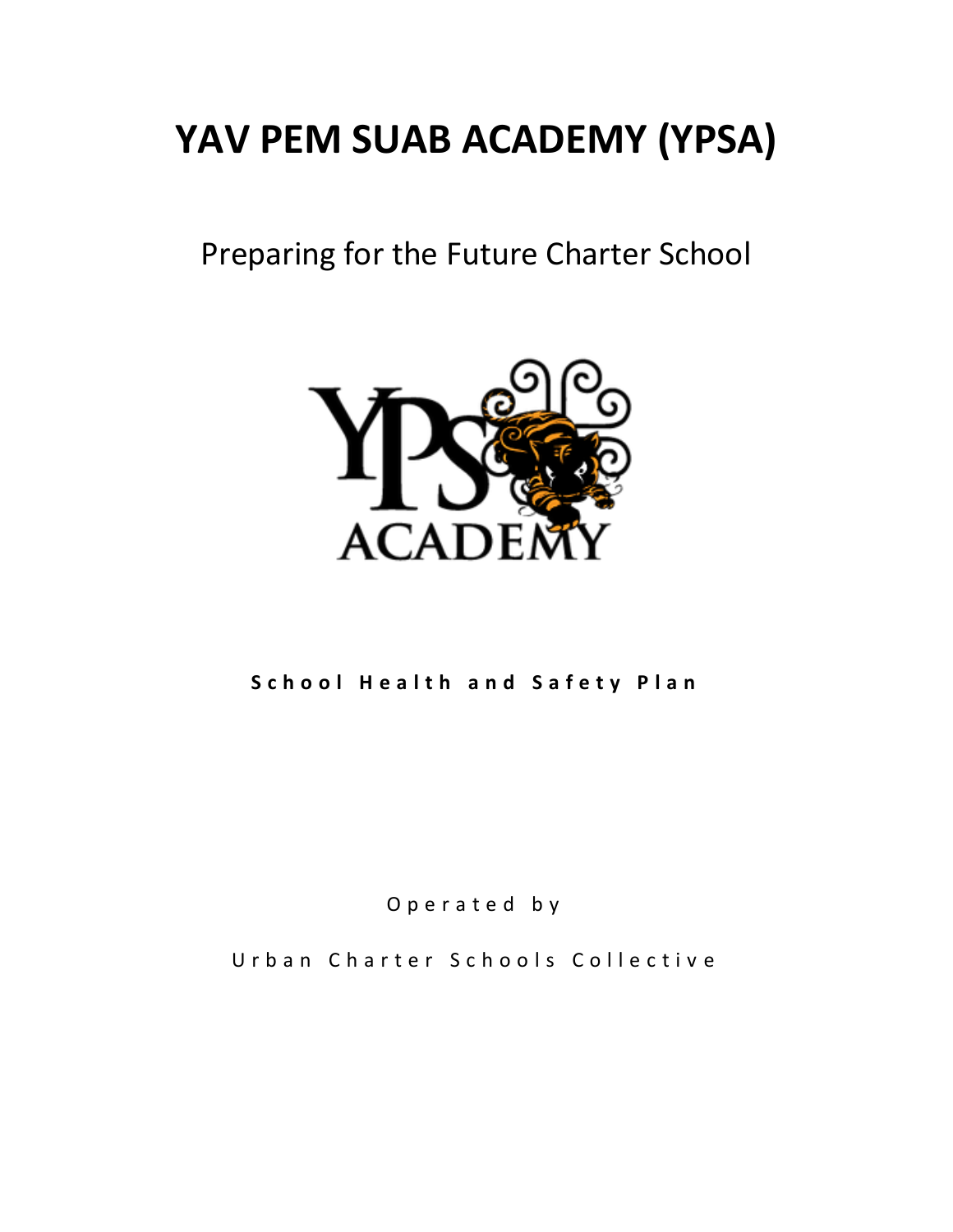# YAV PEM SUAB ACADEMY (YPSA)

Preparing for the Future Charter School

**School Health and Safety Plan**

Operated by

Urban Charter Schools Collective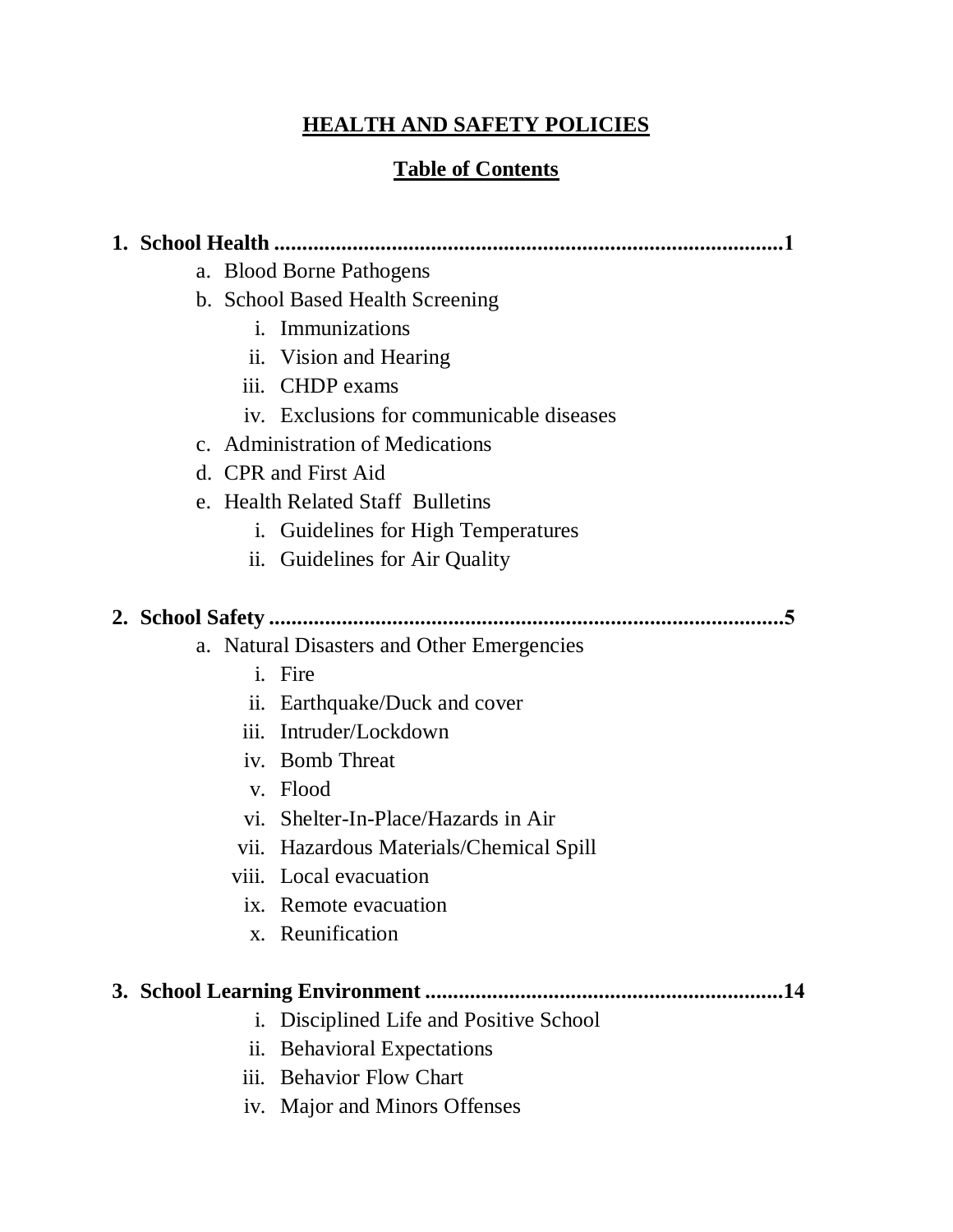# HEALTH AND SAFETY POLICIES

## Table of Contents

**1. School Health ..........................................................................................1**

- a. Blood Borne Pathogens
- b. School Based Health Screening
    - i. Immunizations
    - ii. Vision and Hearing
    - iii. CHDP exams
    - iv. Exclusions for communicable diseases
- c. Administration of Medications
- d. CPR and First Aid
- e. Health Related Staff Bulletins
    - i. Guidelines for High Temperatures
    - ii. Guidelines for Air Quality

**2. School Safety ..........................................................................................5**

- a. Natural Disasters and Other Emergencies
    - i. Fire
    - ii. Earthquake/Duck and cover
    - iii. Intruder/Lockdown
    - iv. Bomb Threat
    - v. Flood
    - vi. Shelter-In-Place/Hazards in Air
    - vii. Hazardous Materials/Chemical Spill
    - viii. Local evacuation
    - ix. Remote evacuation
    - x. Reunification

**3. School Learning Environment ...............................................................14**

- i. Disciplined Life and Positive School
- ii. Behavioral Expectations
- iii. Behavior Flow Chart
- iv. Major and Minors Offenses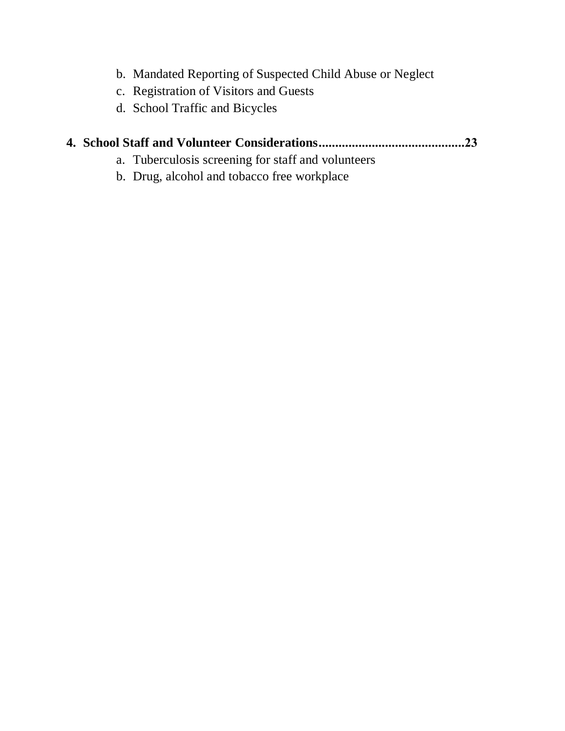b. Mandated Reporting of Suspected Child Abuse or Neglect
c. Registration of Visitors and Guests
d. School Traffic and Bicycles

**4. School Staff and Volunteer Considerations............................................23**

a. Tuberculosis screening for staff and volunteers
b. Drug, alcohol and tobacco free workplace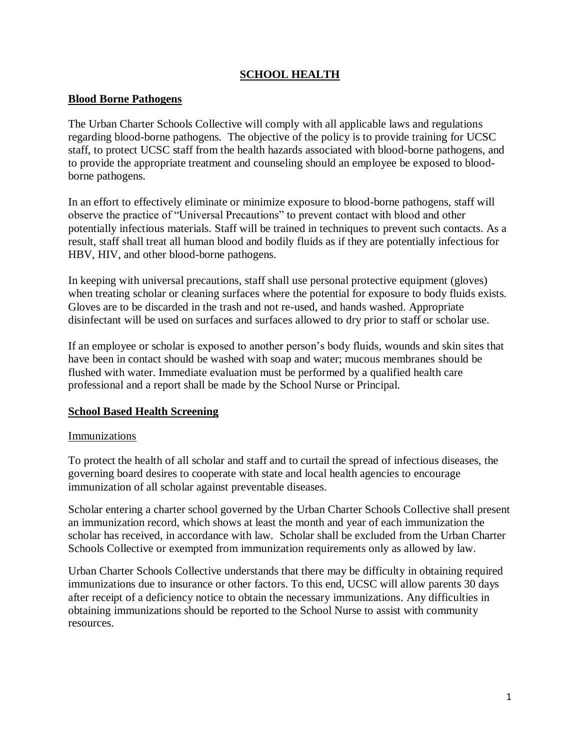# SCHOOL HEALTH

## Blood Borne Pathogens

The Urban Charter Schools Collective will comply with all applicable laws and regulations regarding blood-borne pathogens. The objective of the policy is to provide training for UCSC staff, to protect UCSC staff from the health hazards associated with blood-borne pathogens, and to provide the appropriate treatment and counseling should an employee be exposed to blood-borne pathogens.

In an effort to effectively eliminate or minimize exposure to blood-borne pathogens, staff will observe the practice of "Universal Precautions" to prevent contact with blood and other potentially infectious materials. Staff will be trained in techniques to prevent such contacts. As a result, staff shall treat all human blood and bodily fluids as if they are potentially infectious for HBV, HIV, and other blood-borne pathogens.

In keeping with universal precautions, staff shall use personal protective equipment (gloves) when treating scholar or cleaning surfaces where the potential for exposure to body fluids exists. Gloves are to be discarded in the trash and not re-used, and hands washed. Appropriate disinfectant will be used on surfaces and surfaces allowed to dry prior to staff or scholar use.

If an employee or scholar is exposed to another person's body fluids, wounds and skin sites that have been in contact should be washed with soap and water; mucous membranes should be flushed with water. Immediate evaluation must be performed by a qualified health care professional and a report shall be made by the School Nurse or Principal.

## School Based Health Screening

### Immunizations

To protect the health of all scholar and staff and to curtail the spread of infectious diseases, the governing board desires to cooperate with state and local health agencies to encourage immunization of all scholar against preventable diseases.

Scholar entering a charter school governed by the Urban Charter Schools Collective shall present an immunization record, which shows at least the month and year of each immunization the scholar has received, in accordance with law. Scholar shall be excluded from the Urban Charter Schools Collective or exempted from immunization requirements only as allowed by law.

Urban Charter Schools Collective understands that there may be difficulty in obtaining required immunizations due to insurance or other factors. To this end, UCSC will allow parents 30 days after receipt of a deficiency notice to obtain the necessary immunizations. Any difficulties in obtaining immunizations should be reported to the School Nurse to assist with community resources.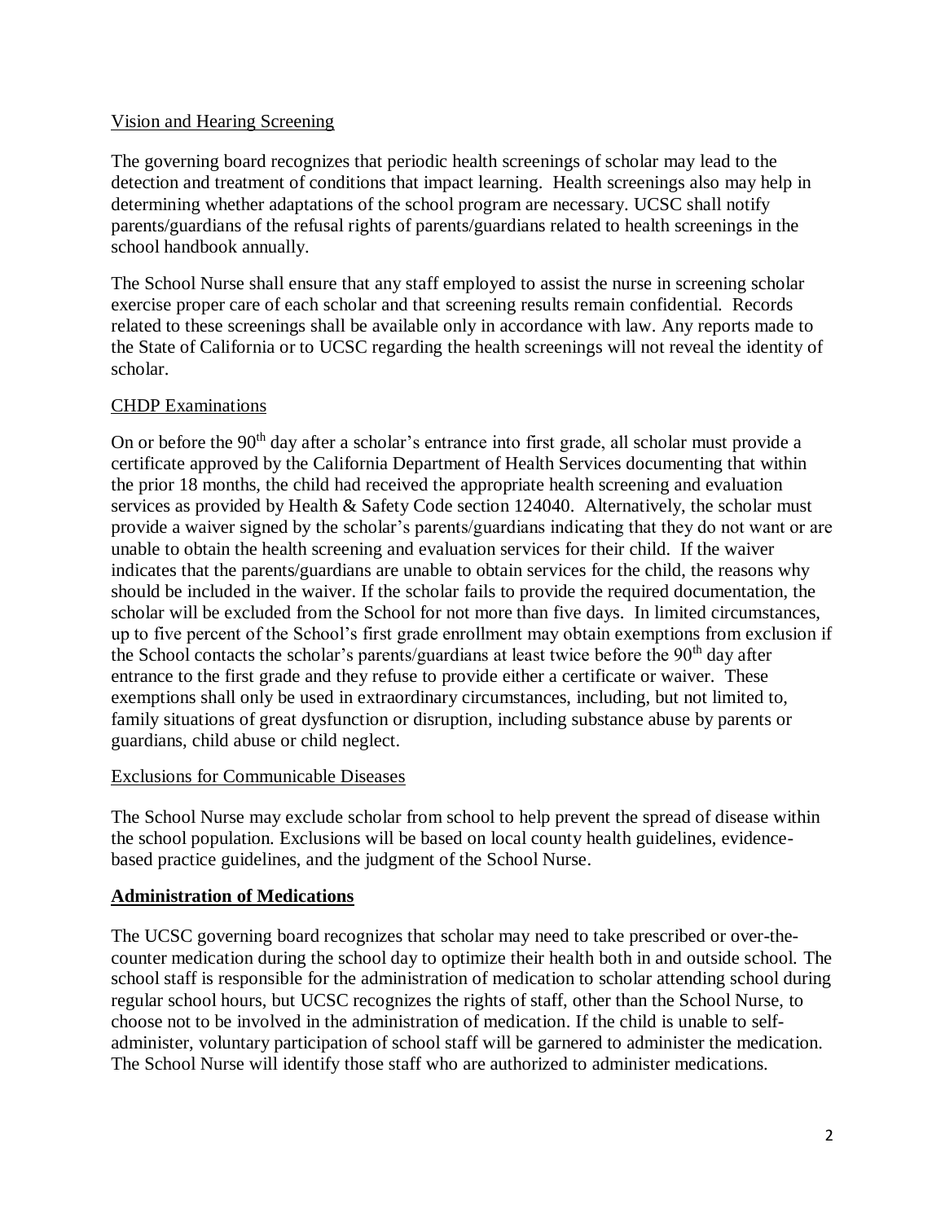Vision and Hearing Screening

The governing board recognizes that periodic health screenings of scholar may lead to the detection and treatment of conditions that impact learning. Health screenings also may help in determining whether adaptations of the school program are necessary. UCSC shall notify parents/guardians of the refusal rights of parents/guardians related to health screenings in the school handbook annually.

The School Nurse shall ensure that any staff employed to assist the nurse in screening scholar exercise proper care of each scholar and that screening results remain confidential. Records related to these screenings shall be available only in accordance with law. Any reports made to the State of California or to UCSC regarding the health screenings will not reveal the identity of scholar.

CHDP Examinations

On or before the 90th day after a scholar's entrance into first grade, all scholar must provide a certificate approved by the California Department of Health Services documenting that within the prior 18 months, the child had received the appropriate health screening and evaluation services as provided by Health & Safety Code section 124040. Alternatively, the scholar must provide a waiver signed by the scholar's parents/guardians indicating that they do not want or are unable to obtain the health screening and evaluation services for their child. If the waiver indicates that the parents/guardians are unable to obtain services for the child, the reasons why should be included in the waiver. If the scholar fails to provide the required documentation, the scholar will be excluded from the School for not more than five days. In limited circumstances, up to five percent of the School's first grade enrollment may obtain exemptions from exclusion if the School contacts the scholar's parents/guardians at least twice before the 90th day after entrance to the first grade and they refuse to provide either a certificate or waiver. These exemptions shall only be used in extraordinary circumstances, including, but not limited to, family situations of great dysfunction or disruption, including substance abuse by parents or guardians, child abuse or child neglect.

Exclusions for Communicable Diseases

The School Nurse may exclude scholar from school to help prevent the spread of disease within the school population. Exclusions will be based on local county health guidelines, evidence-based practice guidelines, and the judgment of the School Nurse.

## **Administration of Medications**

The UCSC governing board recognizes that scholar may need to take prescribed or over-the-counter medication during the school day to optimize their health both in and outside school. The school staff is responsible for the administration of medication to scholar attending school during regular school hours, but UCSC recognizes the rights of staff, other than the School Nurse, to choose not to be involved in the administration of medication. If the child is unable to self-administer, voluntary participation of school staff will be garnered to administer the medication. The School Nurse will identify those staff who are authorized to administer medications.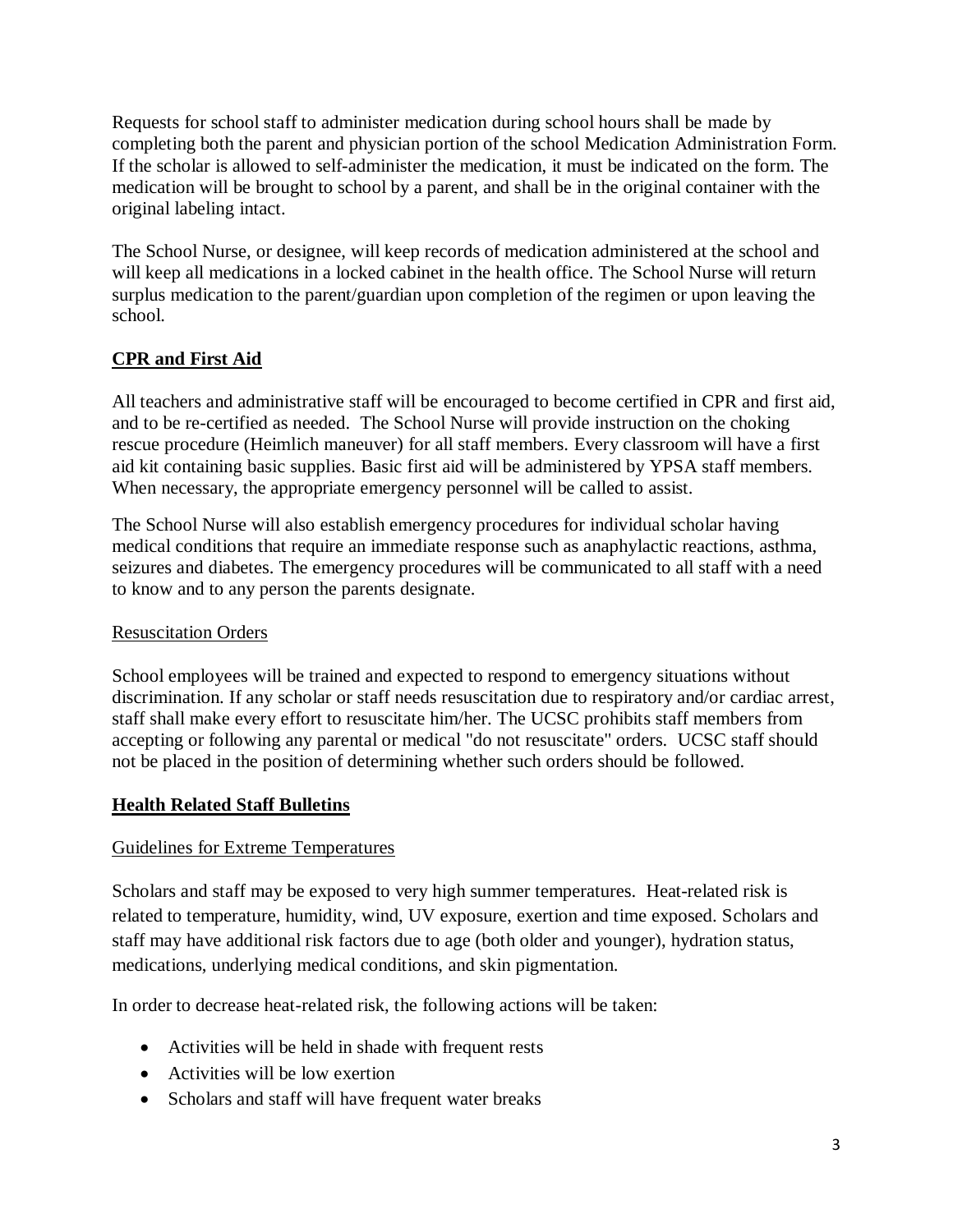Requests for school staff to administer medication during school hours shall be made by completing both the parent and physician portion of the school Medication Administration Form. If the scholar is allowed to self-administer the medication, it must be indicated on the form. The medication will be brought to school by a parent, and shall be in the original container with the original labeling intact.

The School Nurse, or designee, will keep records of medication administered at the school and will keep all medications in a locked cabinet in the health office. The School Nurse will return surplus medication to the parent/guardian upon completion of the regimen or upon leaving the school.

## **CPR and First Aid**

All teachers and administrative staff will be encouraged to become certified in CPR and first aid, and to be re-certified as needed. The School Nurse will provide instruction on the choking rescue procedure (Heimlich maneuver) for all staff members. Every classroom will have a first aid kit containing basic supplies. Basic first aid will be administered by YPSA staff members. When necessary, the appropriate emergency personnel will be called to assist.

The School Nurse will also establish emergency procedures for individual scholar having medical conditions that require an immediate response such as anaphylactic reactions, asthma, seizures and diabetes. The emergency procedures will be communicated to all staff with a need to know and to any person the parents designate.

### Resuscitation Orders

School employees will be trained and expected to respond to emergency situations without discrimination. If any scholar or staff needs resuscitation due to respiratory and/or cardiac arrest, staff shall make every effort to resuscitate him/her. The UCSC prohibits staff members from accepting or following any parental or medical "do not resuscitate" orders. UCSC staff should not be placed in the position of determining whether such orders should be followed.

## **Health Related Staff Bulletins**

### Guidelines for Extreme Temperatures

Scholars and staff may be exposed to very high summer temperatures. Heat-related risk is related to temperature, humidity, wind, UV exposure, exertion and time exposed. Scholars and staff may have additional risk factors due to age (both older and younger), hydration status, medications, underlying medical conditions, and skin pigmentation.

In order to decrease heat-related risk, the following actions will be taken:

- Activities will be held in shade with frequent rests
- Activities will be low exertion
- Scholars and staff will have frequent water breaks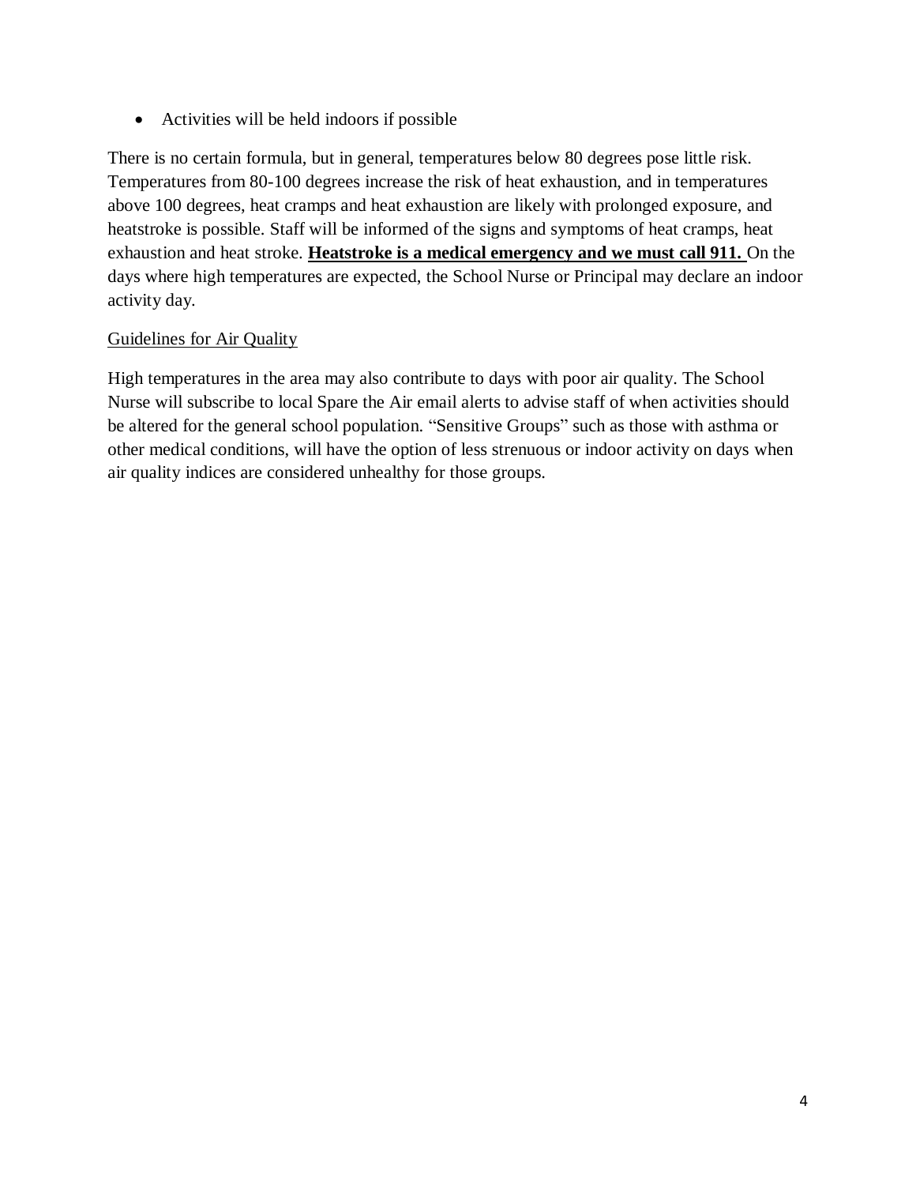- Activities will be held indoors if possible

There is no certain formula, but in general, temperatures below 80 degrees pose little risk. Temperatures from 80-100 degrees increase the risk of heat exhaustion, and in temperatures above 100 degrees, heat cramps and heat exhaustion are likely with prolonged exposure, and heatstroke is possible. Staff will be informed of the signs and symptoms of heat cramps, heat exhaustion and heat stroke. **<u>Heatstroke is a medical emergency and we must call 911.</u>** On the days where high temperatures are expected, the School Nurse or Principal may declare an indoor activity day.

<u>Guidelines for Air Quality</u>

High temperatures in the area may also contribute to days with poor air quality. The School Nurse will subscribe to local Spare the Air email alerts to advise staff of when activities should be altered for the general school population. "Sensitive Groups" such as those with asthma or other medical conditions, will have the option of less strenuous or indoor activity on days when air quality indices are considered unhealthy for those groups.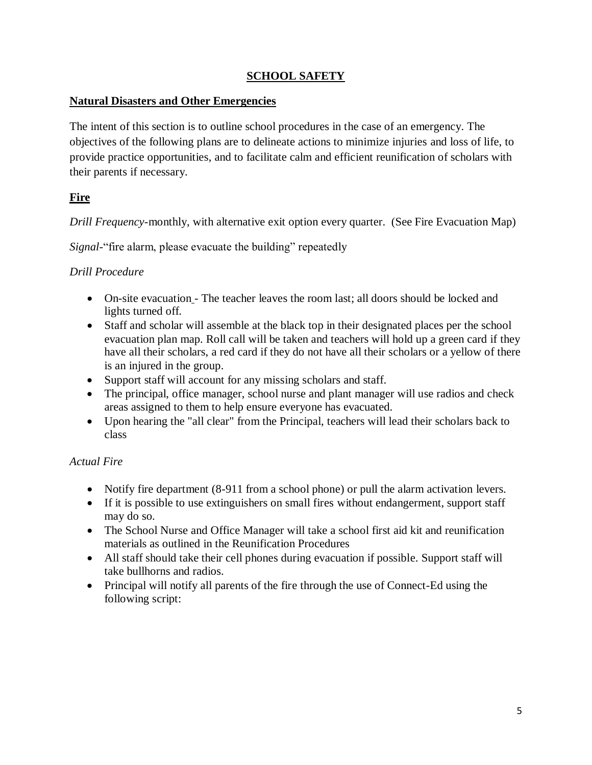## SCHOOL SAFETY

### Natural Disasters and Other Emergencies

The intent of this section is to outline school procedures in the case of an emergency. The objectives of the following plans are to delineate actions to minimize injuries and loss of life, to provide practice opportunities, and to facilitate calm and efficient reunification of scholars with their parents if necessary.

### Fire

*Drill Frequency*-monthly, with alternative exit option every quarter. (See Fire Evacuation Map)

*Signal*-"fire alarm, please evacuate the building" repeatedly

*Drill Procedure*

- On-site evacuation - The teacher leaves the room last; all doors should be locked and lights turned off.
- Staff and scholar will assemble at the black top in their designated places per the school evacuation plan map. Roll call will be taken and teachers will hold up a green card if they have all their scholars, a red card if they do not have all their scholars or a yellow of there is an injured in the group.
- Support staff will account for any missing scholars and staff.
- The principal, office manager, school nurse and plant manager will use radios and check areas assigned to them to help ensure everyone has evacuated.
- Upon hearing the "all clear" from the Principal, teachers will lead their scholars back to class

*Actual Fire*

- Notify fire department (8-911 from a school phone) or pull the alarm activation levers.
- If it is possible to use extinguishers on small fires without endangerment, support staff may do so.
- The School Nurse and Office Manager will take a school first aid kit and reunification materials as outlined in the Reunification Procedures
- All staff should take their cell phones during evacuation if possible. Support staff will take bullhorns and radios.
- Principal will notify all parents of the fire through the use of Connect-Ed using the following script: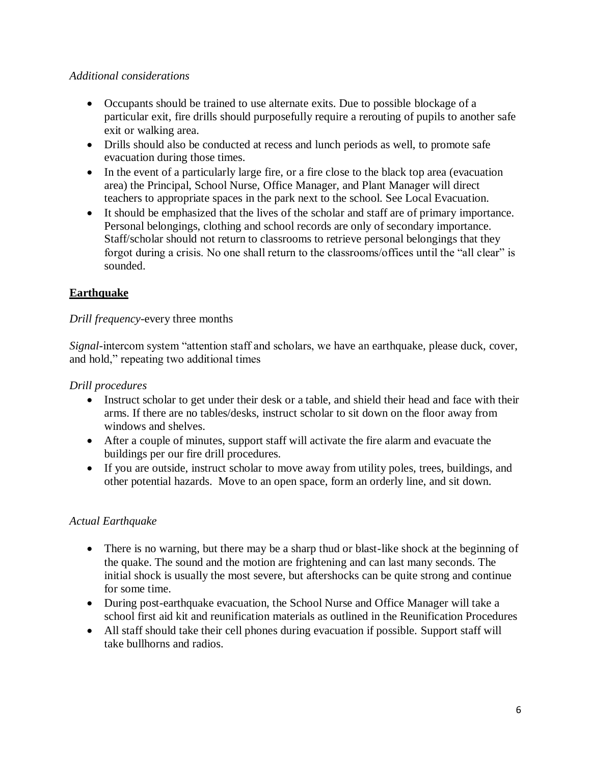*Additional considerations*

- Occupants should be trained to use alternate exits. Due to possible blockage of a particular exit, fire drills should purposefully require a rerouting of pupils to another safe exit or walking area.
- Drills should also be conducted at recess and lunch periods as well, to promote safe evacuation during those times.
- In the event of a particularly large fire, or a fire close to the black top area (evacuation area) the Principal, School Nurse, Office Manager, and Plant Manager will direct teachers to appropriate spaces in the park next to the school. See Local Evacuation.
- It should be emphasized that the lives of the scholar and staff are of primary importance. Personal belongings, clothing and school records are only of secondary importance. Staff/scholar should not return to classrooms to retrieve personal belongings that they forgot during a crisis. No one shall return to the classrooms/offices until the "all clear" is sounded.

## **Earthquake**

*Drill frequency*-every three months

*Signal*-intercom system "attention staff and scholars, we have an earthquake, please duck, cover, and hold," repeating two additional times

*Drill procedures*

- Instruct scholar to get under their desk or a table, and shield their head and face with their arms. If there are no tables/desks, instruct scholar to sit down on the floor away from windows and shelves.
- After a couple of minutes, support staff will activate the fire alarm and evacuate the buildings per our fire drill procedures.
- If you are outside, instruct scholar to move away from utility poles, trees, buildings, and other potential hazards. Move to an open space, form an orderly line, and sit down.

*Actual Earthquake*

- There is no warning, but there may be a sharp thud or blast-like shock at the beginning of the quake. The sound and the motion are frightening and can last many seconds. The initial shock is usually the most severe, but aftershocks can be quite strong and continue for some time.
- During post-earthquake evacuation, the School Nurse and Office Manager will take a school first aid kit and reunification materials as outlined in the Reunification Procedures
- All staff should take their cell phones during evacuation if possible. Support staff will take bullhorns and radios.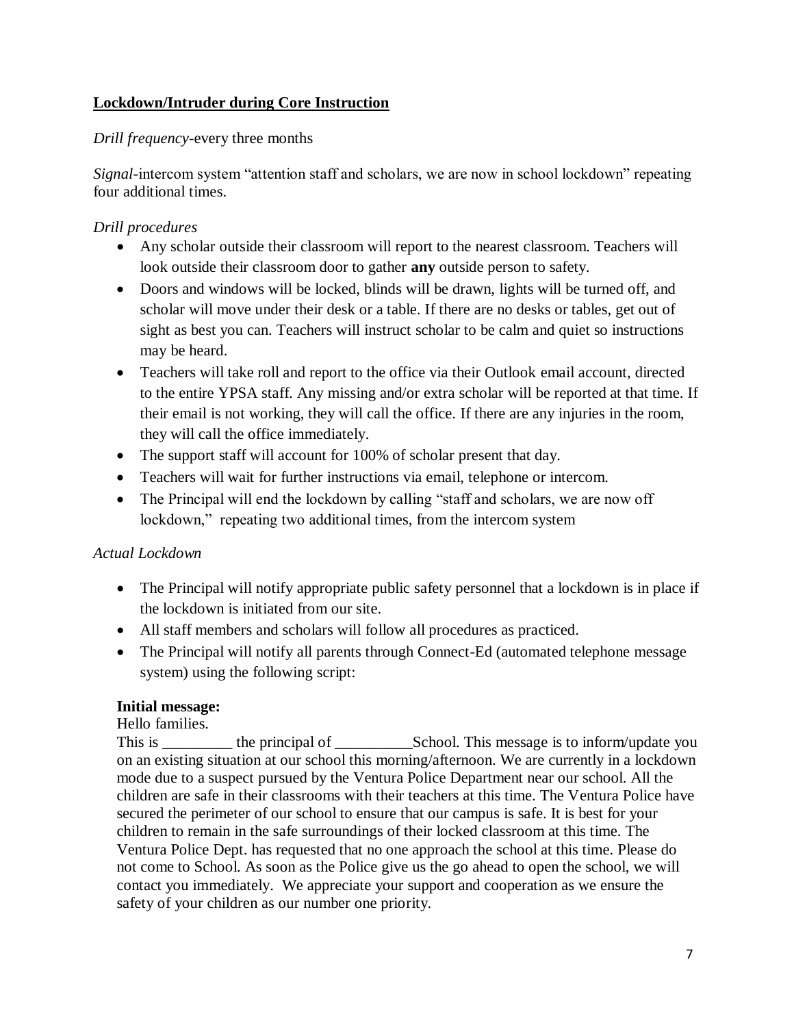**Lockdown/Intruder during Core Instruction**

*Drill frequency*-every three months

*Signal*-intercom system "attention staff and scholars, we are now in school lockdown" repeating four additional times.

*Drill procedures*

- Any scholar outside their classroom will report to the nearest classroom. Teachers will look outside their classroom door to gather **any** outside person to safety.
- Doors and windows will be locked, blinds will be drawn, lights will be turned off, and scholar will move under their desk or a table. If there are no desks or tables, get out of sight as best you can. Teachers will instruct scholar to be calm and quiet so instructions may be heard.
- Teachers will take roll and report to the office via their Outlook email account, directed to the entire YPSA staff. Any missing and/or extra scholar will be reported at that time. If their email is not working, they will call the office. If there are any injuries in the room, they will call the office immediately.
- The support staff will account for 100% of scholar present that day.
- Teachers will wait for further instructions via email, telephone or intercom.
- The Principal will end the lockdown by calling "staff and scholars, we are now off lockdown," repeating two additional times, from the intercom system

*Actual Lockdown*

- The Principal will notify appropriate public safety personnel that a lockdown is in place if the lockdown is initiated from our site.
- All staff members and scholars will follow all procedures as practiced.
- The Principal will notify all parents through Connect-Ed (automated telephone message system) using the following script:

**Initial message:**
Hello families.
This is _________ the principal of __________School. This message is to inform/update you on an existing situation at our school this morning/afternoon. We are currently in a lockdown mode due to a suspect pursued by the Ventura Police Department near our school. All the children are safe in their classrooms with their teachers at this time. The Ventura Police have secured the perimeter of our school to ensure that our campus is safe. It is best for your children to remain in the safe surroundings of their locked classroom at this time. The Ventura Police Dept. has requested that no one approach the school at this time. Please do not come to School. As soon as the Police give us the go ahead to open the school, we will contact you immediately. We appreciate your support and cooperation as we ensure the safety of your children as our number one priority.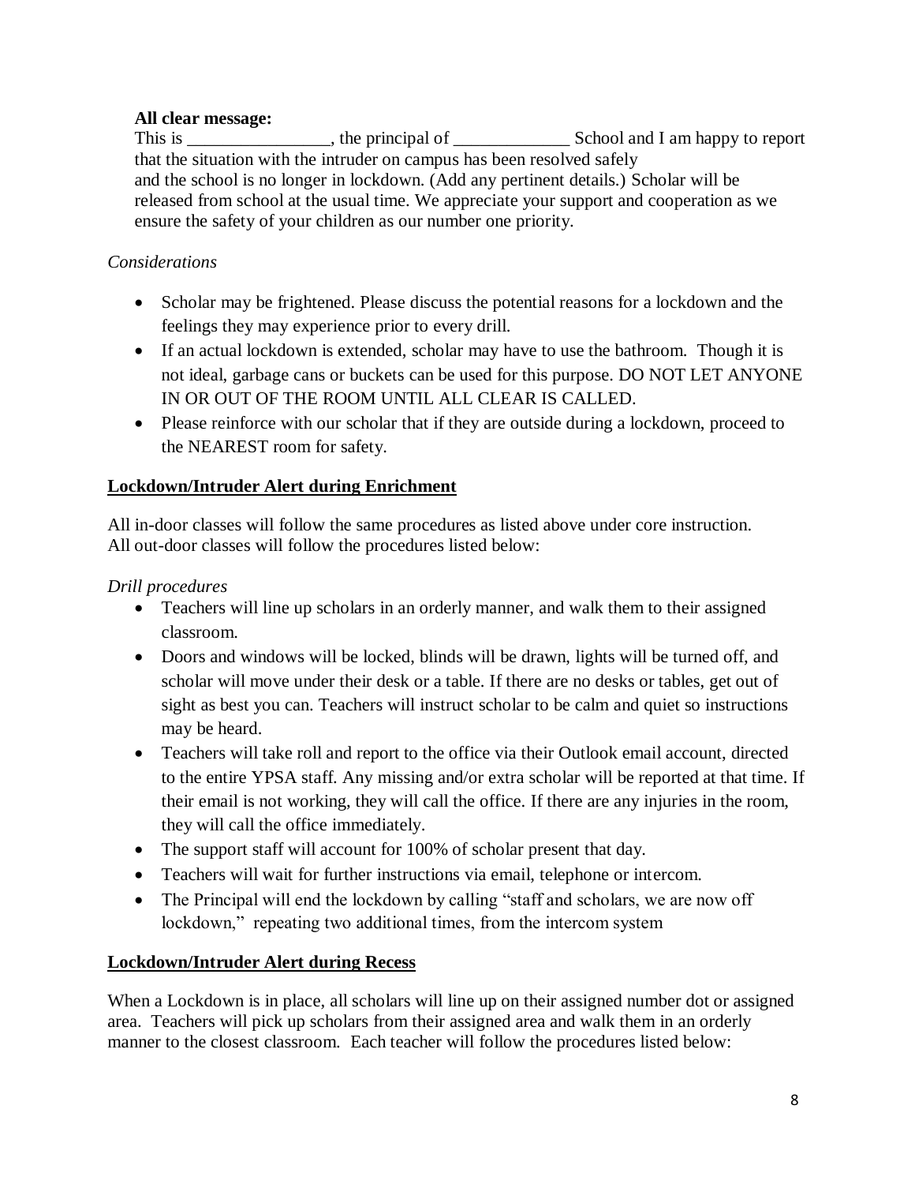**All clear message:**
This is ________________, the principal of _____________ School and I am happy to report that the situation with the intruder on campus has been resolved safely and the school is no longer in lockdown. (Add any pertinent details.) Scholar will be released from school at the usual time. We appreciate your support and cooperation as we ensure the safety of your children as our number one priority.

*Considerations*

- Scholar may be frightened. Please discuss the potential reasons for a lockdown and the feelings they may experience prior to every drill.
- If an actual lockdown is extended, scholar may have to use the bathroom. Though it is not ideal, garbage cans or buckets can be used for this purpose. DO NOT LET ANYONE IN OR OUT OF THE ROOM UNTIL ALL CLEAR IS CALLED.
- Please reinforce with our scholar that if they are outside during a lockdown, proceed to the NEAREST room for safety.

**Lockdown/Intruder Alert during Enrichment**

All in-door classes will follow the same procedures as listed above under core instruction.
All out-door classes will follow the procedures listed below:

*Drill procedures*

- Teachers will line up scholars in an orderly manner, and walk them to their assigned classroom.
- Doors and windows will be locked, blinds will be drawn, lights will be turned off, and scholar will move under their desk or a table. If there are no desks or tables, get out of sight as best you can. Teachers will instruct scholar to be calm and quiet so instructions may be heard.
- Teachers will take roll and report to the office via their Outlook email account, directed to the entire YPSA staff. Any missing and/or extra scholar will be reported at that time. If their email is not working, they will call the office. If there are any injuries in the room, they will call the office immediately.
- The support staff will account for 100% of scholar present that day.
- Teachers will wait for further instructions via email, telephone or intercom.
- The Principal will end the lockdown by calling "staff and scholars, we are now off lockdown," repeating two additional times, from the intercom system

**Lockdown/Intruder Alert during Recess**

When a Lockdown is in place, all scholars will line up on their assigned number dot or assigned area. Teachers will pick up scholars from their assigned area and walk them in an orderly manner to the closest classroom. Each teacher will follow the procedures listed below: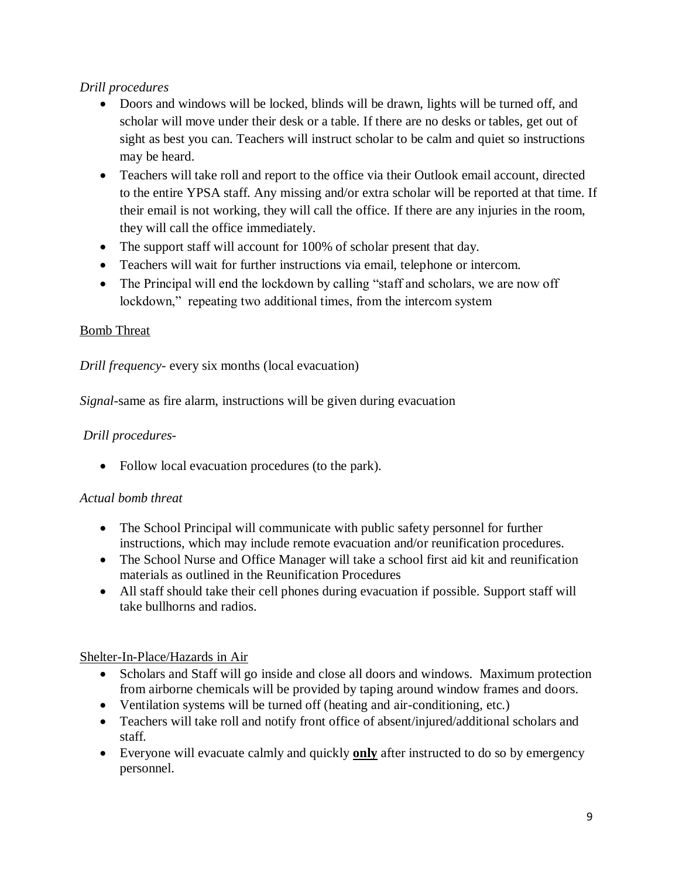*Drill procedures*

- Doors and windows will be locked, blinds will be drawn, lights will be turned off, and scholar will move under their desk or a table. If there are no desks or tables, get out of sight as best you can. Teachers will instruct scholar to be calm and quiet so instructions may be heard.
- Teachers will take roll and report to the office via their Outlook email account, directed to the entire YPSA staff. Any missing and/or extra scholar will be reported at that time. If their email is not working, they will call the office. If there are any injuries in the room, they will call the office immediately.
- The support staff will account for 100% of scholar present that day.
- Teachers will wait for further instructions via email, telephone or intercom.
- The Principal will end the lockdown by calling "staff and scholars, we are now off lockdown," repeating two additional times, from the intercom system

<u>Bomb Threat</u>

*Drill frequency*- every six months (local evacuation)

*Signal*-same as fire alarm, instructions will be given during evacuation

*Drill procedures*-

- Follow local evacuation procedures (to the park).

*Actual bomb threat*

- The School Principal will communicate with public safety personnel for further instructions, which may include remote evacuation and/or reunification procedures.
- The School Nurse and Office Manager will take a school first aid kit and reunification materials as outlined in the Reunification Procedures
- All staff should take their cell phones during evacuation if possible. Support staff will take bullhorns and radios.

<u>Shelter-In-Place/Hazards in Air</u>

- Scholars and Staff will go inside and close all doors and windows. Maximum protection from airborne chemicals will be provided by taping around window frames and doors.
- Ventilation systems will be turned off (heating and air-conditioning, etc.)
- Teachers will take roll and notify front office of absent/injured/additional scholars and staff.
- Everyone will evacuate calmly and quickly <u>**only**</u> after instructed to do so by emergency personnel.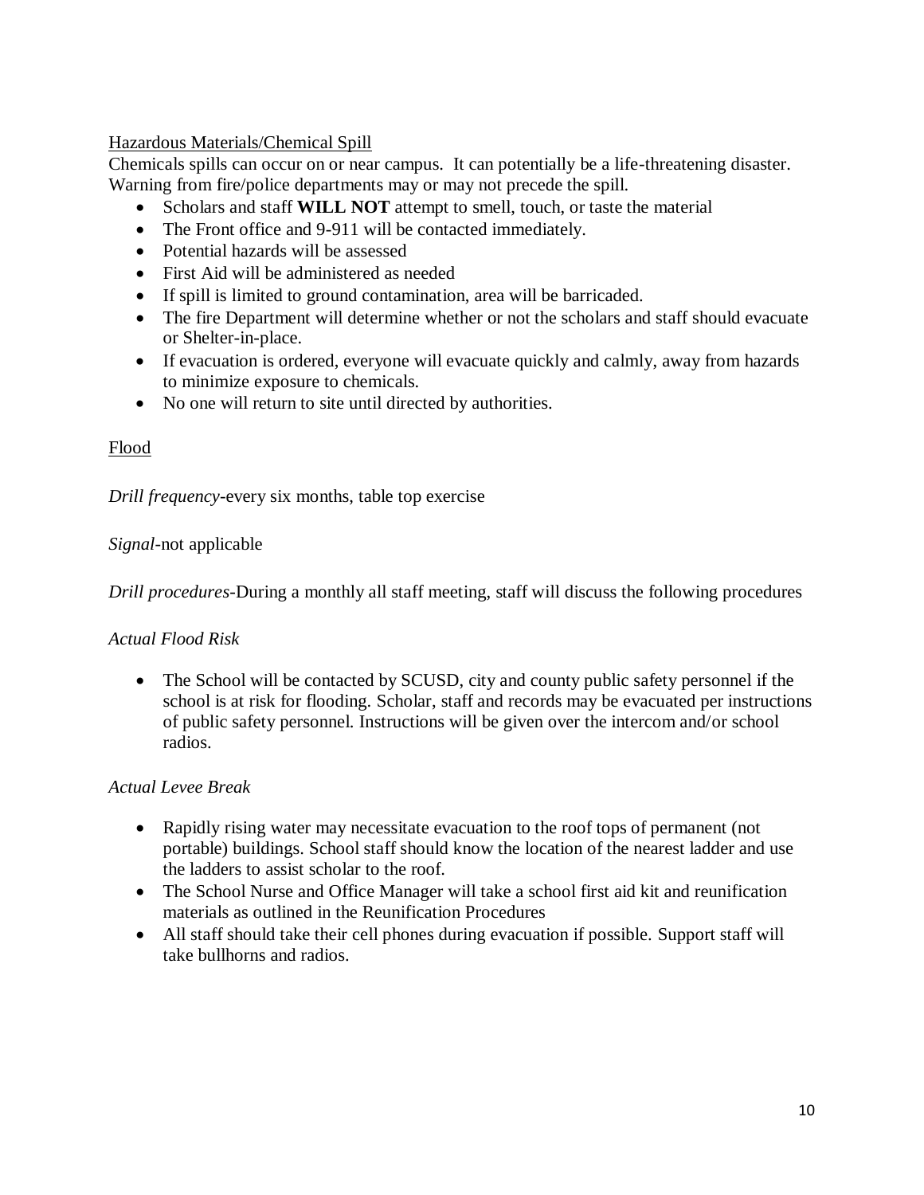<u>Hazardous Materials/Chemical Spill</u>

Chemicals spills can occur on or near campus. It can potentially be a life-threatening disaster. Warning from fire/police departments may or may not precede the spill.

- Scholars and staff **WILL NOT** attempt to smell, touch, or taste the material
- The Front office and 9-911 will be contacted immediately.
- Potential hazards will be assessed
- First Aid will be administered as needed
- If spill is limited to ground contamination, area will be barricaded.
- The fire Department will determine whether or not the scholars and staff should evacuate or Shelter-in-place.
- If evacuation is ordered, everyone will evacuate quickly and calmly, away from hazards to minimize exposure to chemicals.
- No one will return to site until directed by authorities.

<u>Flood</u>

*Drill frequency*-every six months, table top exercise

*Signal*-not applicable

*Drill procedures*-During a monthly all staff meeting, staff will discuss the following procedures

*Actual Flood Risk*

- The School will be contacted by SCUSD, city and county public safety personnel if the school is at risk for flooding. Scholar, staff and records may be evacuated per instructions of public safety personnel. Instructions will be given over the intercom and/or school radios.

*Actual Levee Break*

- Rapidly rising water may necessitate evacuation to the roof tops of permanent (not portable) buildings. School staff should know the location of the nearest ladder and use the ladders to assist scholar to the roof.
- The School Nurse and Office Manager will take a school first aid kit and reunification materials as outlined in the Reunification Procedures
- All staff should take their cell phones during evacuation if possible. Support staff will take bullhorns and radios.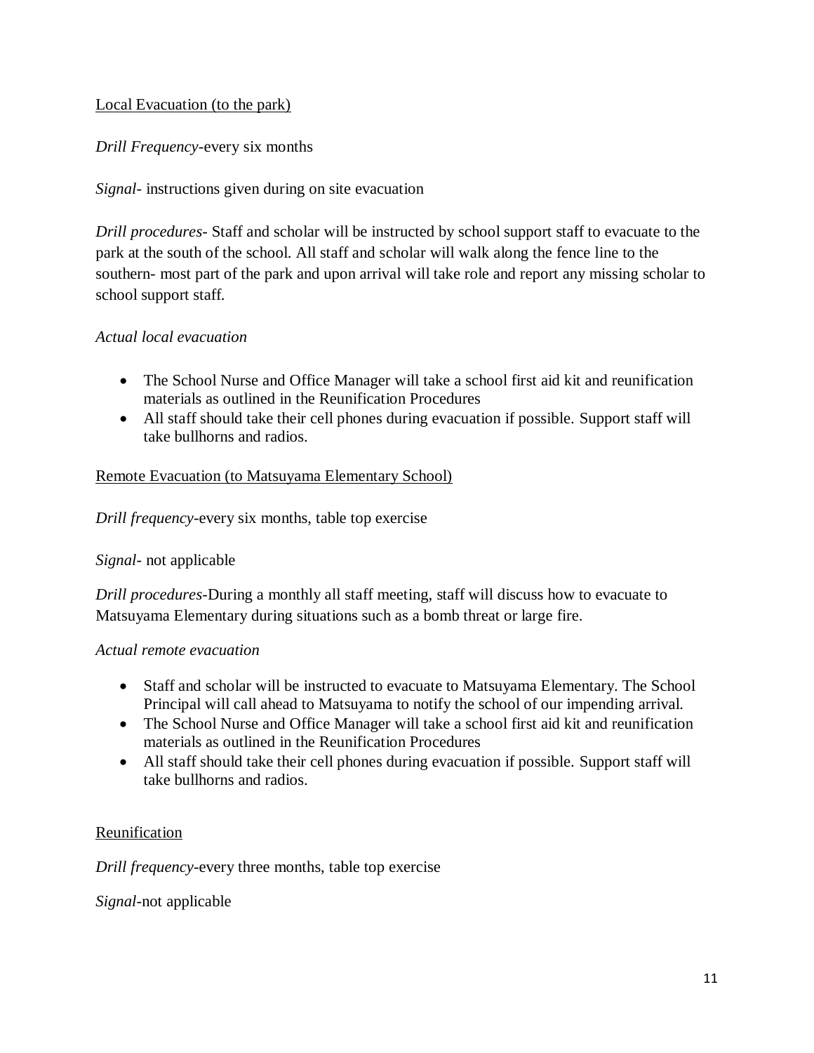<u>Local Evacuation (to the park)</u>

*Drill Frequency*-every six months

*Signal*- instructions given during on site evacuation

*Drill procedures*- Staff and scholar will be instructed by school support staff to evacuate to the park at the south of the school. All staff and scholar will walk along the fence line to the southern- most part of the park and upon arrival will take role and report any missing scholar to school support staff.

*Actual local evacuation*

- The School Nurse and Office Manager will take a school first aid kit and reunification materials as outlined in the Reunification Procedures
- All staff should take their cell phones during evacuation if possible. Support staff will take bullhorns and radios.

<u>Remote Evacuation (to Matsuyama Elementary School)</u>

*Drill frequency*-every six months, table top exercise

*Signal*- not applicable

*Drill procedures*-During a monthly all staff meeting, staff will discuss how to evacuate to Matsuyama Elementary during situations such as a bomb threat or large fire.

*Actual remote evacuation*

- Staff and scholar will be instructed to evacuate to Matsuyama Elementary. The School Principal will call ahead to Matsuyama to notify the school of our impending arrival.
- The School Nurse and Office Manager will take a school first aid kit and reunification materials as outlined in the Reunification Procedures
- All staff should take their cell phones during evacuation if possible. Support staff will take bullhorns and radios.

<u>Reunification</u>

*Drill frequency*-every three months, table top exercise

*Signal*-not applicable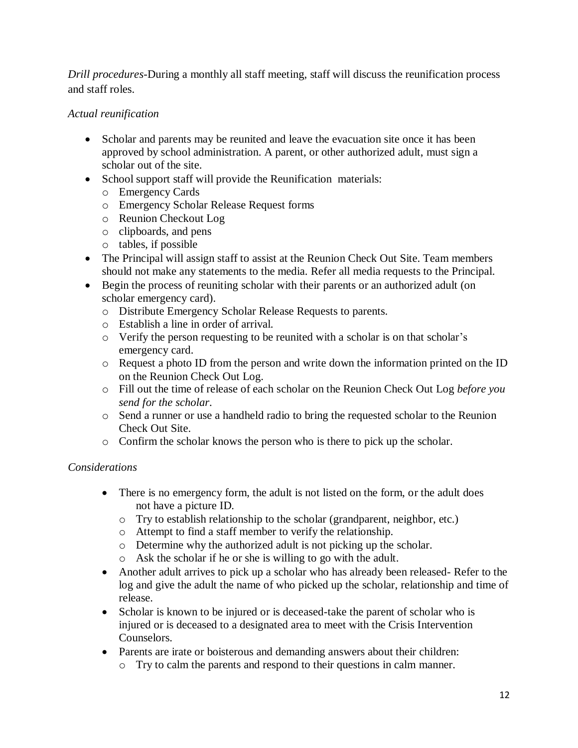*Drill procedures*-During a monthly all staff meeting, staff will discuss the reunification process and staff roles.

*Actual reunification*

- Scholar and parents may be reunited and leave the evacuation site once it has been approved by school administration. A parent, or other authorized adult, must sign a scholar out of the site.
- School support staff will provide the Reunification materials:
  - Emergency Cards
  - Emergency Scholar Release Request forms
  - Reunion Checkout Log
  - clipboards, and pens
  - tables, if possible
- The Principal will assign staff to assist at the Reunion Check Out Site. Team members should not make any statements to the media. Refer all media requests to the Principal.
- Begin the process of reuniting scholar with their parents or an authorized adult (on scholar emergency card).
  - Distribute Emergency Scholar Release Requests to parents.
  - Establish a line in order of arrival.
  - Verify the person requesting to be reunited with a scholar is on that scholar's emergency card.
  - Request a photo ID from the person and write down the information printed on the ID on the Reunion Check Out Log.
  - Fill out the time of release of each scholar on the Reunion Check Out Log *before you send for the scholar*.
  - Send a runner or use a handheld radio to bring the requested scholar to the Reunion Check Out Site.
  - Confirm the scholar knows the person who is there to pick up the scholar.

*Considerations*

- There is no emergency form, the adult is not listed on the form, or the adult does not have a picture ID.
  - Try to establish relationship to the scholar (grandparent, neighbor, etc.)
  - Attempt to find a staff member to verify the relationship.
  - Determine why the authorized adult is not picking up the scholar.
  - Ask the scholar if he or she is willing to go with the adult.
- Another adult arrives to pick up a scholar who has already been released- Refer to the log and give the adult the name of who picked up the scholar, relationship and time of release.
- Scholar is known to be injured or is deceased-take the parent of scholar who is injured or is deceased to a designated area to meet with the Crisis Intervention Counselors.
- Parents are irate or boisterous and demanding answers about their children:
  - Try to calm the parents and respond to their questions in calm manner.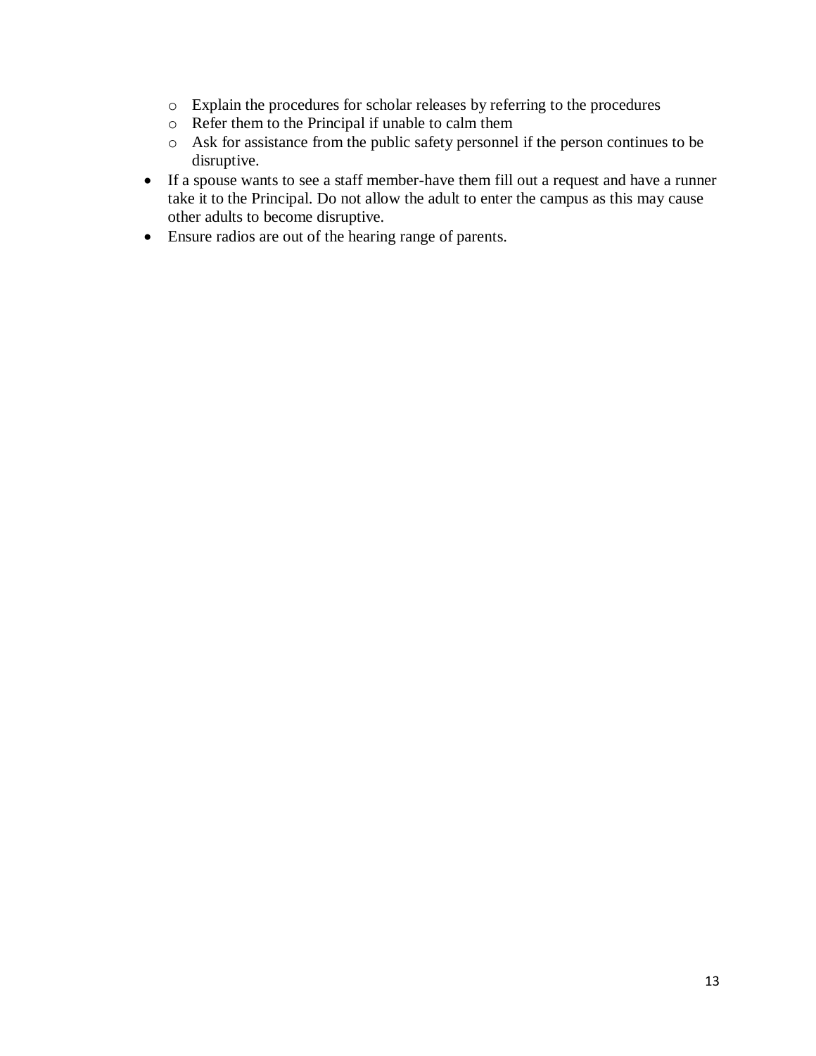- Explain the procedures for scholar releases by referring to the procedures
  - Refer them to the Principal if unable to calm them
  - Ask for assistance from the public safety personnel if the person continues to be disruptive.
- If a spouse wants to see a staff member-have them fill out a request and have a runner take it to the Principal. Do not allow the adult to enter the campus as this may cause other adults to become disruptive.
- Ensure radios are out of the hearing range of parents.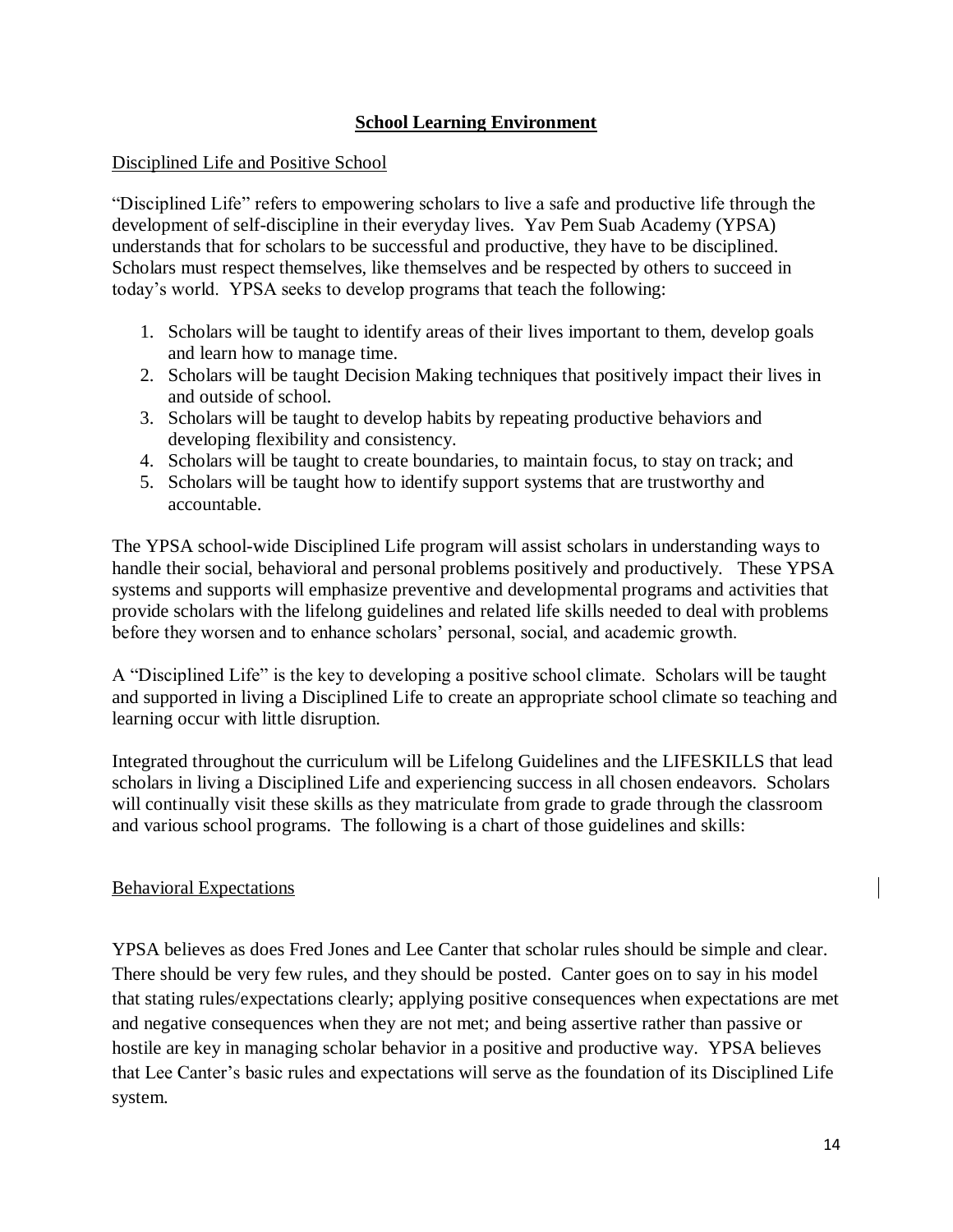## School Learning Environment

Disciplined Life and Positive School

"Disciplined Life" refers to empowering scholars to live a safe and productive life through the development of self-discipline in their everyday lives. Yav Pem Suab Academy (YPSA) understands that for scholars to be successful and productive, they have to be disciplined. Scholars must respect themselves, like themselves and be respected by others to succeed in today's world. YPSA seeks to develop programs that teach the following:

1. Scholars will be taught to identify areas of their lives important to them, develop goals and learn how to manage time.
2. Scholars will be taught Decision Making techniques that positively impact their lives in and outside of school.
3. Scholars will be taught to develop habits by repeating productive behaviors and developing flexibility and consistency.
4. Scholars will be taught to create boundaries, to maintain focus, to stay on track; and
5. Scholars will be taught how to identify support systems that are trustworthy and accountable.

The YPSA school-wide Disciplined Life program will assist scholars in understanding ways to handle their social, behavioral and personal problems positively and productively. These YPSA systems and supports will emphasize preventive and developmental programs and activities that provide scholars with the lifelong guidelines and related life skills needed to deal with problems before they worsen and to enhance scholars' personal, social, and academic growth.

A "Disciplined Life" is the key to developing a positive school climate. Scholars will be taught and supported in living a Disciplined Life to create an appropriate school climate so teaching and learning occur with little disruption.

Integrated throughout the curriculum will be Lifelong Guidelines and the LIFESKILLS that lead scholars in living a Disciplined Life and experiencing success in all chosen endeavors. Scholars will continually visit these skills as they matriculate from grade to grade through the classroom and various school programs. The following is a chart of those guidelines and skills:

Behavioral Expectations

YPSA believes as does Fred Jones and Lee Canter that scholar rules should be simple and clear. There should be very few rules, and they should be posted. Canter goes on to say in his model that stating rules/expectations clearly; applying positive consequences when expectations are met and negative consequences when they are not met; and being assertive rather than passive or hostile are key in managing scholar behavior in a positive and productive way. YPSA believes that Lee Canter's basic rules and expectations will serve as the foundation of its Disciplined Life system.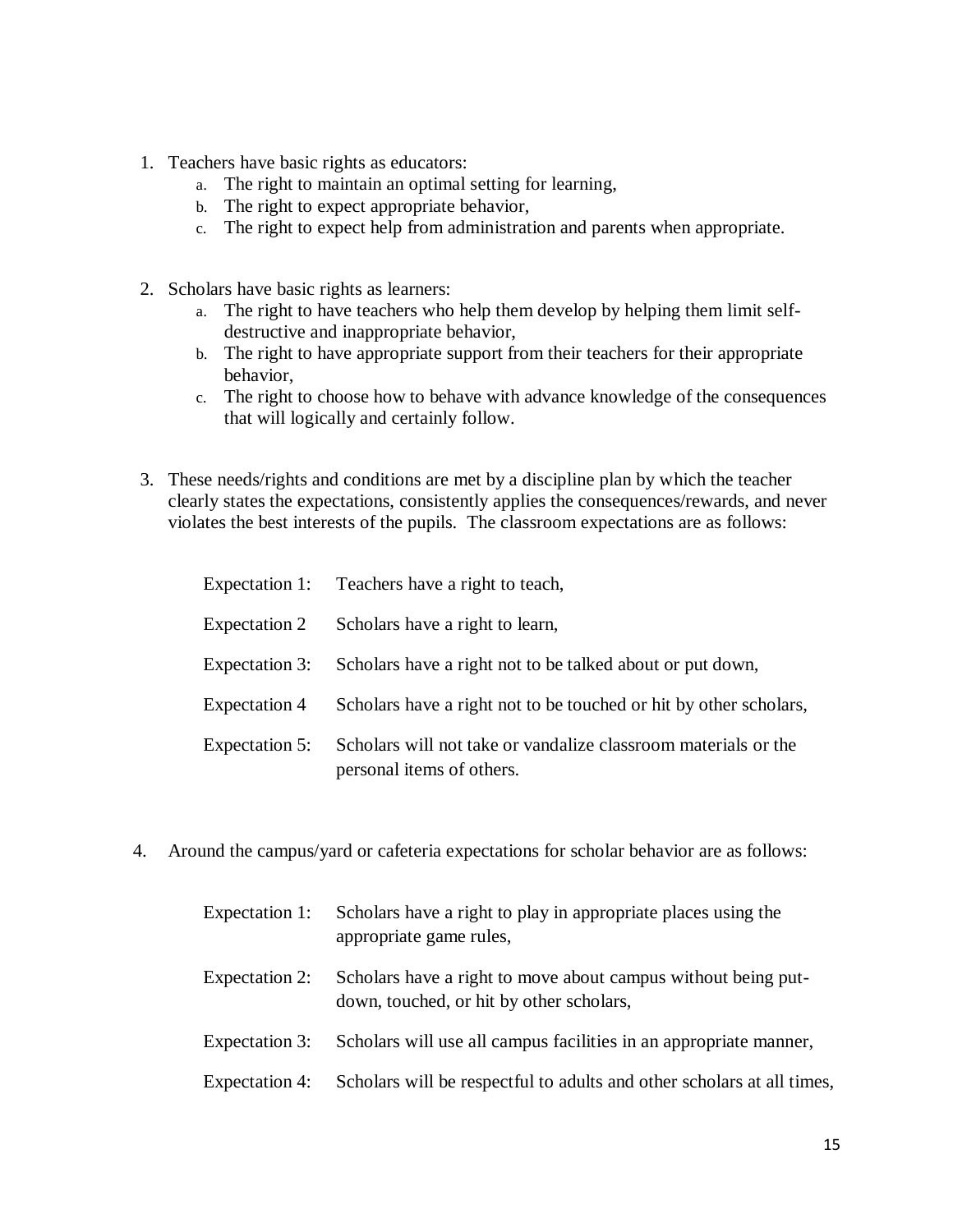1. Teachers have basic rights as educators:
    a. The right to maintain an optimal setting for learning,
    b. The right to expect appropriate behavior,
    c. The right to expect help from administration and parents when appropriate.

2. Scholars have basic rights as learners:
    a. The right to have teachers who help them develop by helping them limit self-destructive and inappropriate behavior,
    b. The right to have appropriate support from their teachers for their appropriate behavior,
    c. The right to choose how to behave with advance knowledge of the consequences that will logically and certainly follow.

3. These needs/rights and conditions are met by a discipline plan by which the teacher clearly states the expectations, consistently applies the consequences/rewards, and never violates the best interests of the pupils. The classroom expectations are as follows:

    Expectation 1: Teachers have a right to teach,

    Expectation 2 Scholars have a right to learn,

    Expectation 3: Scholars have a right not to be talked about or put down,

    Expectation 4 Scholars have a right not to be touched or hit by other scholars,

    Expectation 5: Scholars will not take or vandalize classroom materials or the personal items of others.

4. Around the campus/yard or cafeteria expectations for scholar behavior are as follows:

    Expectation 1: Scholars have a right to play in appropriate places using the appropriate game rules,

    Expectation 2: Scholars have a right to move about campus without being put-down, touched, or hit by other scholars,

    Expectation 3: Scholars will use all campus facilities in an appropriate manner,

    Expectation 4: Scholars will be respectful to adults and other scholars at all times,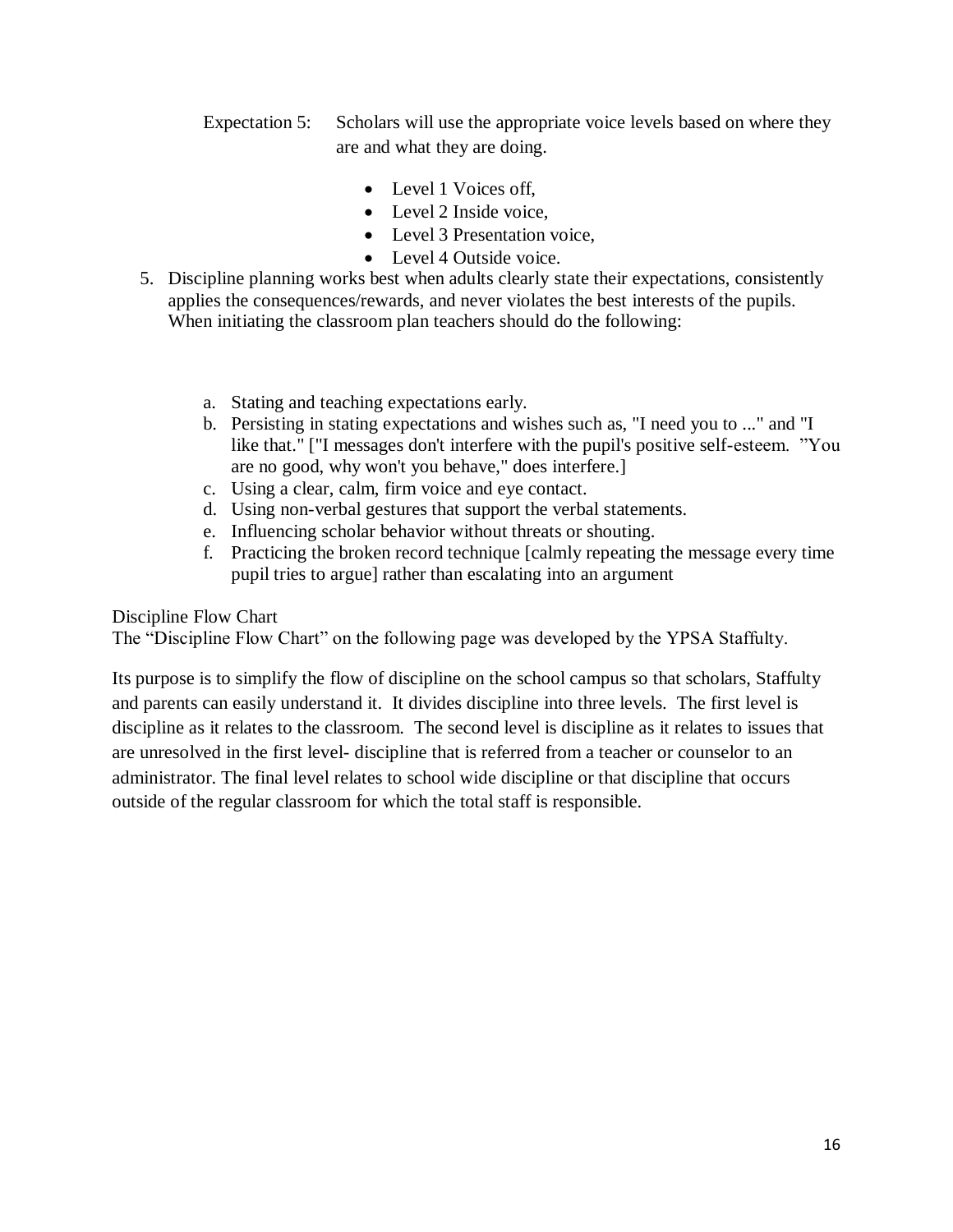Expectation 5: Scholars will use the appropriate voice levels based on where they are and what they are doing.

- Level 1 Voices off,
- Level 2 Inside voice,
- Level 3 Presentation voice,
- Level 4 Outside voice.

5. Discipline planning works best when adults clearly state their expectations, consistently applies the consequences/rewards, and never violates the best interests of the pupils. When initiating the classroom plan teachers should do the following:

   a. Stating and teaching expectations early.
   b. Persisting in stating expectations and wishes such as, "I need you to ..." and "I like that." ["I messages don't interfere with the pupil's positive self-esteem. "You are no good, why won't you behave," does interfere.]
   c. Using a clear, calm, firm voice and eye contact.
   d. Using non-verbal gestures that support the verbal statements.
   e. Influencing scholar behavior without threats or shouting.
   f. Practicing the broken record technique [calmly repeating the message every time pupil tries to argue] rather than escalating into an argument

Discipline Flow Chart

The "Discipline Flow Chart" on the following page was developed by the YPSA Staffulty.

Its purpose is to simplify the flow of discipline on the school campus so that scholars, Staffulty and parents can easily understand it. It divides discipline into three levels. The first level is discipline as it relates to the classroom. The second level is discipline as it relates to issues that are unresolved in the first level- discipline that is referred from a teacher or counselor to an administrator. The final level relates to school wide discipline or that discipline that occurs outside of the regular classroom for which the total staff is responsible.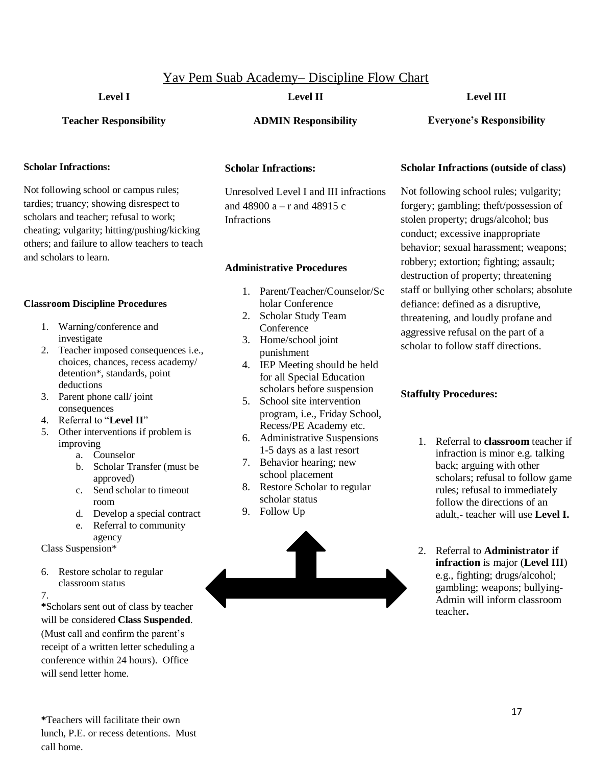# Yav Pem Suab Academy– Discipline Flow Chart

## Level I

### Teacher Responsibility

**Scholar Infractions:**

Not following school or campus rules; tardies; truancy; showing disrespect to scholars and teacher; refusal to work; cheating; vulgarity; hitting/pushing/kicking others; and failure to allow teachers to teach and scholars to learn.

**Classroom Discipline Procedures**

1. Warning/conference and investigate
2. Teacher imposed consequences i.e., choices, chances, recess academy/ detention*, standards, point deductions
3. Parent phone call/ joint consequences
4. Referral to "**Level II**"
5. Other interventions if problem is improving
   a. Counselor
   b. Scholar Transfer (must be approved)
   c. Send scholar to timeout room
   d. Develop a special contract
   e. Referral to community agency

Class Suspension*

6. Restore scholar to regular classroom status
7.

***Scholars sent out of class by teacher will be considered **Class Suspended**. (Must call and confirm the parent's receipt of a written letter scheduling a conference within 24 hours). Office will send letter home.

***Teachers will facilitate their own lunch, P.E. or recess detentions. Must call home.

## Level II

### ADMIN Responsibility

**Scholar Infractions:**

Unresolved Level I and III infractions and 48900 a – r and 48915 c Infractions

**Administrative Procedures**

1. Parent/Teacher/Counselor/Scholar Conference
2. Scholar Study Team Conference
3. Home/school joint punishment
4. IEP Meeting should be held for all Special Education scholars before suspension
5. School site intervention program, i.e., Friday School, Recess/PE Academy etc.
6. Administrative Suspensions 1-5 days as a last resort
7. Behavior hearing; new school placement
8. Restore Scholar to regular scholar status
9. Follow Up

## Level III

### Everyone's Responsibility

**Scholar Infractions (outside of class)**

Not following school rules; vulgarity; forgery; gambling; theft/possession of stolen property; drugs/alcohol; bus conduct; excessive inappropriate behavior; sexual harassment; weapons; robbery; extortion; fighting; assault; destruction of property; threatening staff or bullying other scholars; absolute defiance: defined as a disruptive, threatening, and loudly profane and aggressive refusal on the part of a scholar to follow staff directions.

**Staffulty Procedures:**

1. Referral to **classroom** teacher if infraction is minor e.g. talking back; arguing with other scholars; refusal to follow game rules; refusal to immediately follow the directions of an adult,- teacher will use **Level I.**
2. Referral to **Administrator if infraction** is major (**Level III**) e.g., fighting; drugs/alcohol; gambling; weapons; bullying- Admin will inform classroom teacher**.**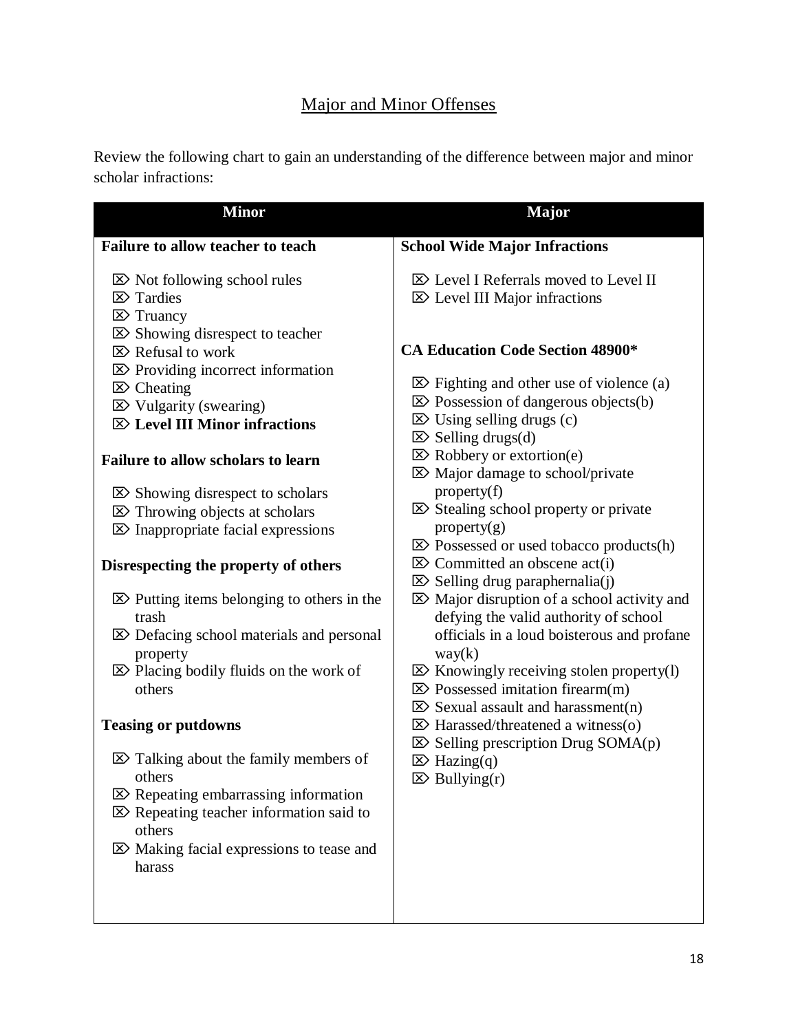## Major and Minor Offenses

Review the following chart to gain an understanding of the difference between major and minor scholar infractions:

| Minor | Major |
|---|---|
| **Failure to allow teacher to teach**<br><br>⌦ Not following school rules<br>⌦ Tardies<br>⌦ Truancy<br>⌦ Showing disrespect to teacher<br>⌦ Refusal to work<br>⌦ Providing incorrect information<br>⌦ Cheating<br>⌦ Vulgarity (swearing)<br>⌦ **Level III Minor infractions**<br><br>**Failure to allow scholars to learn**<br><br>⌦ Showing disrespect to scholars<br>⌦ Throwing objects at scholars<br>⌦ Inappropriate facial expressions<br><br>**Disrespecting the property of others**<br><br>⌦ Putting items belonging to others in the trash<br>⌦ Defacing school materials and personal property<br>⌦ Placing bodily fluids on the work of others<br><br>**Teasing or putdowns**<br><br>⌦ Talking about the family members of others<br>⌦ Repeating embarrassing information<br>⌦ Repeating teacher information said to others<br>⌦ Making facial expressions to tease and harass | **School Wide Major Infractions**<br><br>⌦ Level I Referrals moved to Level II<br>⌦ Level III Major infractions<br><br>**CA Education Code Section 48900***<br><br>⌦ Fighting and other use of violence (a)<br>⌦ Possession of dangerous objects(b)<br>⌦ Using selling drugs (c)<br>⌦ Selling drugs(d)<br>⌦ Robbery or extortion(e)<br>⌦ Major damage to school/private property(f)<br>⌦ Stealing school property or private property(g)<br>⌦ Possessed or used tobacco products(h)<br>⌦ Committed an obscene act(i)<br>⌦ Selling drug paraphernalia(j)<br>⌦ Major disruption of a school activity and defying the valid authority of school officials in a loud boisterous and profane way(k)<br>⌦ Knowingly receiving stolen property(l)<br>⌦ Possessed imitation firearm(m)<br>⌦ Sexual assault and harassment(n)<br>⌦ Harassed/threatened a witness(o)<br>⌦ Selling prescription Drug SOMA(p)<br>⌦ Hazing(q)<br>⌦ Bullying(r) |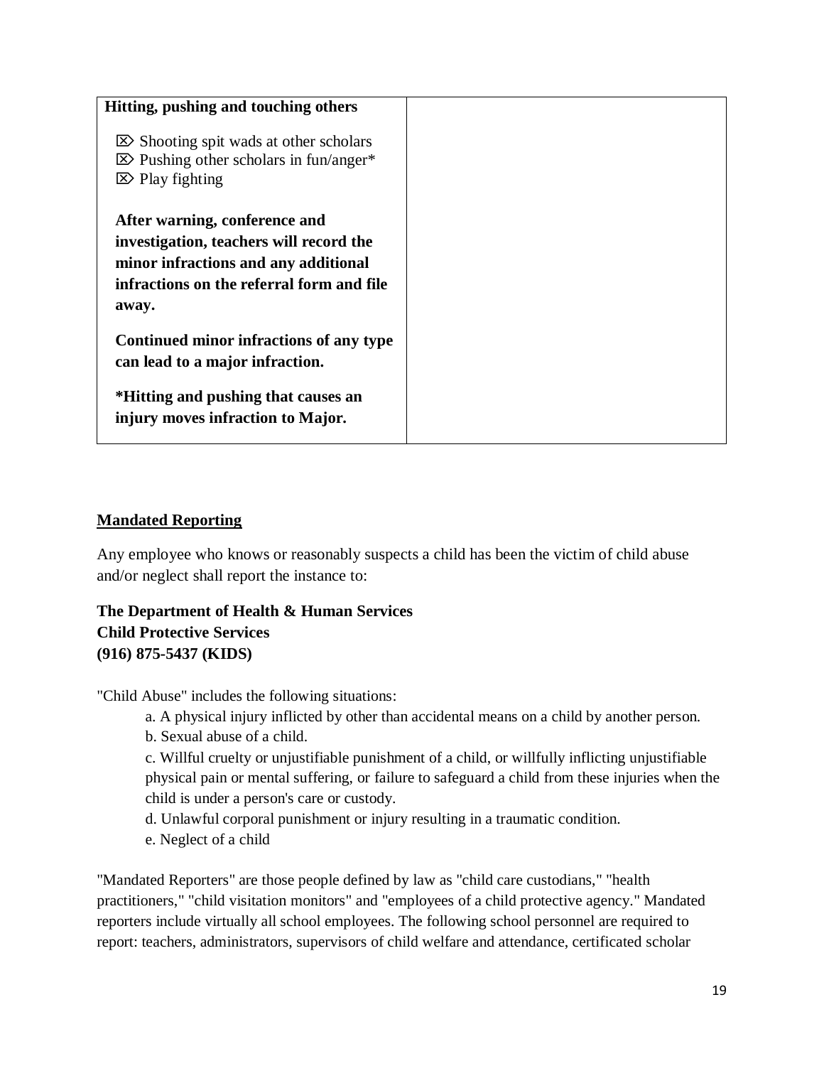| **Hitting, pushing and touching others**<br><br>⌦ Shooting spit wads at other scholars<br>⌦ Pushing other scholars in fun/anger*<br>⌦ Play fighting<br><br>**After warning, conference and investigation, teachers will record the minor infractions and any additional infractions on the referral form and file away.**<br><br>**Continued minor infractions of any type can lead to a major infraction.**<br><br>***Hitting and pushing that causes an injury moves infraction to Major.** | |
|---|---|

## Mandated Reporting

Any employee who knows or reasonably suspects a child has been the victim of child abuse and/or neglect shall report the instance to:

**The Department of Health & Human Services**
**Child Protective Services**
**(916) 875-5437 (KIDS)**

"Child Abuse" includes the following situations:

a. A physical injury inflicted by other than accidental means on a child by another person.
b. Sexual abuse of a child.
c. Willful cruelty or unjustifiable punishment of a child, or willfully inflicting unjustifiable physical pain or mental suffering, or failure to safeguard a child from these injuries when the child is under a person's care or custody.
d. Unlawful corporal punishment or injury resulting in a traumatic condition.
e. Neglect of a child

"Mandated Reporters" are those people defined by law as "child care custodians," "health practitioners," "child visitation monitors" and "employees of a child protective agency." Mandated reporters include virtually all school employees. The following school personnel are required to report: teachers, administrators, supervisors of child welfare and attendance, certificated scholar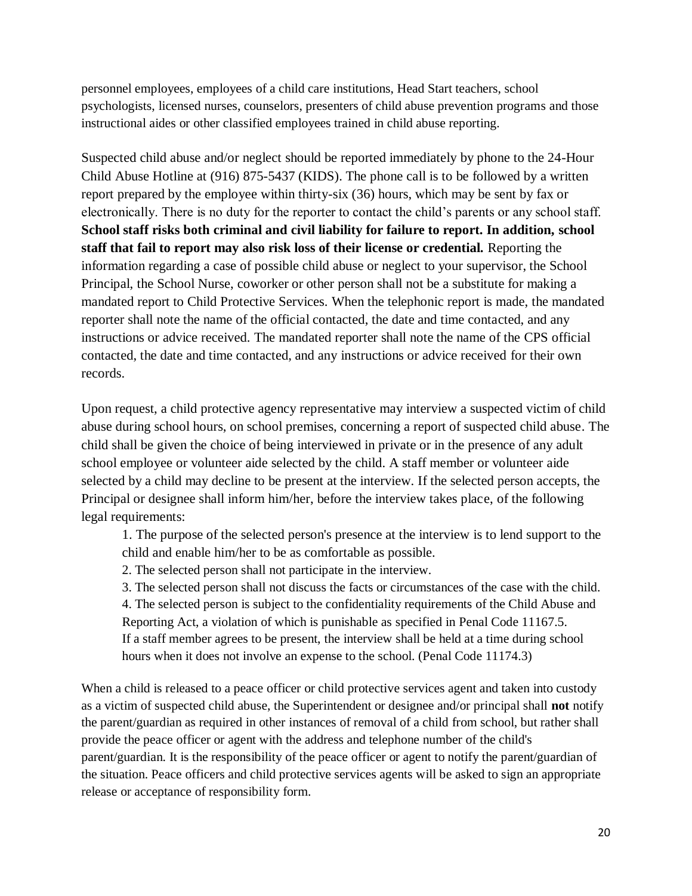personnel employees, employees of a child care institutions, Head Start teachers, school psychologists, licensed nurses, counselors, presenters of child abuse prevention programs and those instructional aides or other classified employees trained in child abuse reporting.

Suspected child abuse and/or neglect should be reported immediately by phone to the 24-Hour Child Abuse Hotline at (916) 875-5437 (KIDS). The phone call is to be followed by a written report prepared by the employee within thirty-six (36) hours, which may be sent by fax or electronically. There is no duty for the reporter to contact the child's parents or any school staff. **School staff risks both criminal and civil liability for failure to report. In addition, school staff that fail to report may also risk loss of their license or credential.** Reporting the information regarding a case of possible child abuse or neglect to your supervisor, the School Principal, the School Nurse, coworker or other person shall not be a substitute for making a mandated report to Child Protective Services. When the telephonic report is made, the mandated reporter shall note the name of the official contacted, the date and time contacted, and any instructions or advice received. The mandated reporter shall note the name of the CPS official contacted, the date and time contacted, and any instructions or advice received for their own records.

Upon request, a child protective agency representative may interview a suspected victim of child abuse during school hours, on school premises, concerning a report of suspected child abuse. The child shall be given the choice of being interviewed in private or in the presence of any adult school employee or volunteer aide selected by the child. A staff member or volunteer aide selected by a child may decline to be present at the interview. If the selected person accepts, the Principal or designee shall inform him/her, before the interview takes place, of the following legal requirements:

1. The purpose of the selected person's presence at the interview is to lend support to the child and enable him/her to be as comfortable as possible.
2. The selected person shall not participate in the interview.
3. The selected person shall not discuss the facts or circumstances of the case with the child.
4. The selected person is subject to the confidentiality requirements of the Child Abuse and Reporting Act, a violation of which is punishable as specified in Penal Code 11167.5.

If a staff member agrees to be present, the interview shall be held at a time during school hours when it does not involve an expense to the school. (Penal Code 11174.3)

When a child is released to a peace officer or child protective services agent and taken into custody as a victim of suspected child abuse, the Superintendent or designee and/or principal shall **not** notify the parent/guardian as required in other instances of removal of a child from school, but rather shall provide the peace officer or agent with the address and telephone number of the child's parent/guardian. It is the responsibility of the peace officer or agent to notify the parent/guardian of the situation. Peace officers and child protective services agents will be asked to sign an appropriate release or acceptance of responsibility form.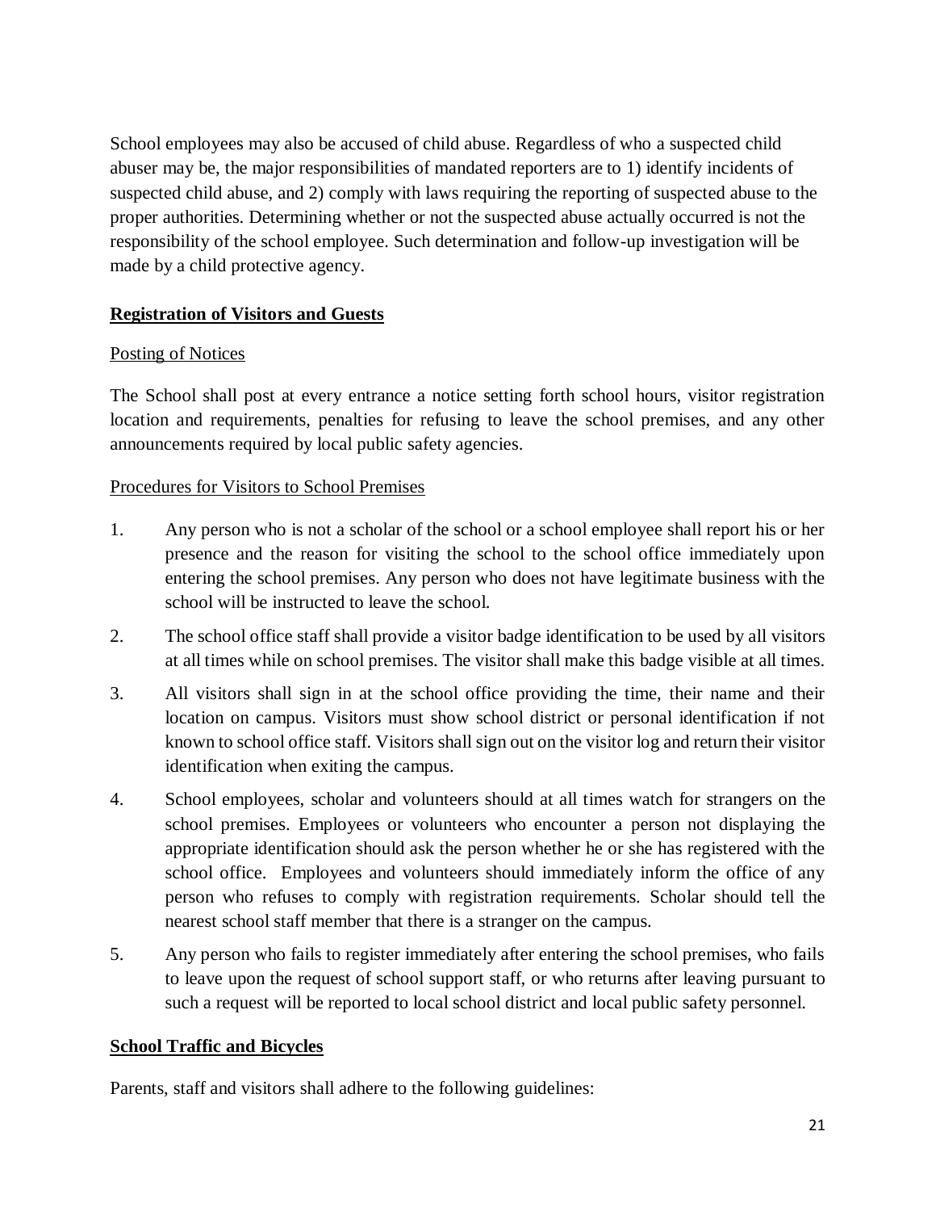School employees may also be accused of child abuse. Regardless of who a suspected child abuser may be, the major responsibilities of mandated reporters are to 1) identify incidents of suspected child abuse, and 2) comply with laws requiring the reporting of suspected abuse to the proper authorities. Determining whether or not the suspected abuse actually occurred is not the responsibility of the school employee. Such determination and follow-up investigation will be made by a child protective agency.

## Registration of Visitors and Guests

### Posting of Notices

The School shall post at every entrance a notice setting forth school hours, visitor registration location and requirements, penalties for refusing to leave the school premises, and any other announcements required by local public safety agencies.

### Procedures for Visitors to School Premises

1. Any person who is not a scholar of the school or a school employee shall report his or her presence and the reason for visiting the school to the school office immediately upon entering the school premises. Any person who does not have legitimate business with the school will be instructed to leave the school.
2. The school office staff shall provide a visitor badge identification to be used by all visitors at all times while on school premises. The visitor shall make this badge visible at all times.
3. All visitors shall sign in at the school office providing the time, their name and their location on campus. Visitors must show school district or personal identification if not known to school office staff. Visitors shall sign out on the visitor log and return their visitor identification when exiting the campus.
4. School employees, scholar and volunteers should at all times watch for strangers on the school premises. Employees or volunteers who encounter a person not displaying the appropriate identification should ask the person whether he or she has registered with the school office. Employees and volunteers should immediately inform the office of any person who refuses to comply with registration requirements. Scholar should tell the nearest school staff member that there is a stranger on the campus.
5. Any person who fails to register immediately after entering the school premises, who fails to leave upon the request of school support staff, or who returns after leaving pursuant to such a request will be reported to local school district and local public safety personnel.

## School Traffic and Bicycles

Parents, staff and visitors shall adhere to the following guidelines: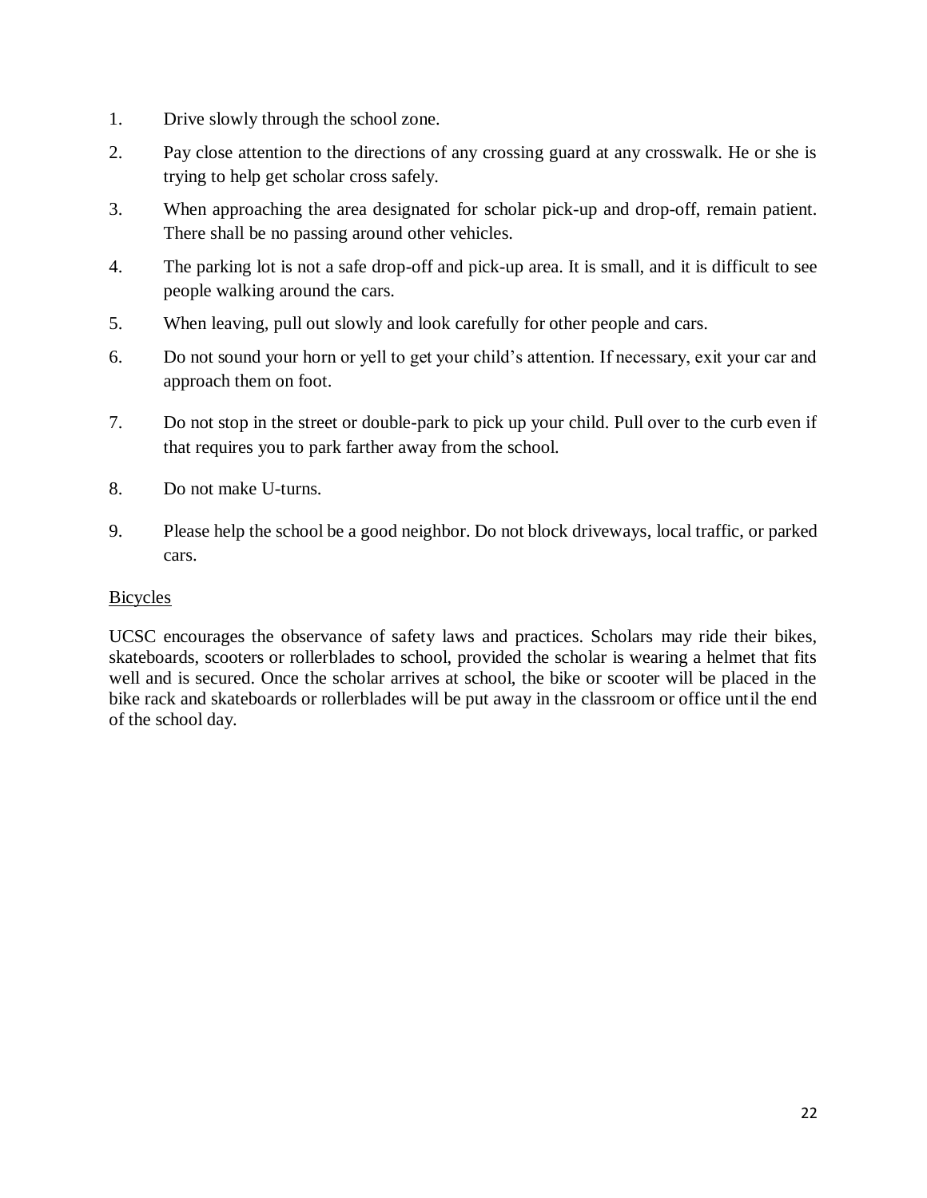1. Drive slowly through the school zone.
2. Pay close attention to the directions of any crossing guard at any crosswalk. He or she is trying to help get scholar cross safely.
3. When approaching the area designated for scholar pick-up and drop-off, remain patient. There shall be no passing around other vehicles.
4. The parking lot is not a safe drop-off and pick-up area. It is small, and it is difficult to see people walking around the cars.
5. When leaving, pull out slowly and look carefully for other people and cars.
6. Do not sound your horn or yell to get your child's attention. If necessary, exit your car and approach them on foot.
7. Do not stop in the street or double-park to pick up your child. Pull over to the curb even if that requires you to park farther away from the school.
8. Do not make U-turns.
9. Please help the school be a good neighbor. Do not block driveways, local traffic, or parked cars.

<u>Bicycles</u>

UCSC encourages the observance of safety laws and practices. Scholars may ride their bikes, skateboards, scooters or rollerblades to school, provided the scholar is wearing a helmet that fits well and is secured. Once the scholar arrives at school, the bike or scooter will be placed in the bike rack and skateboards or rollerblades will be put away in the classroom or office until the end of the school day.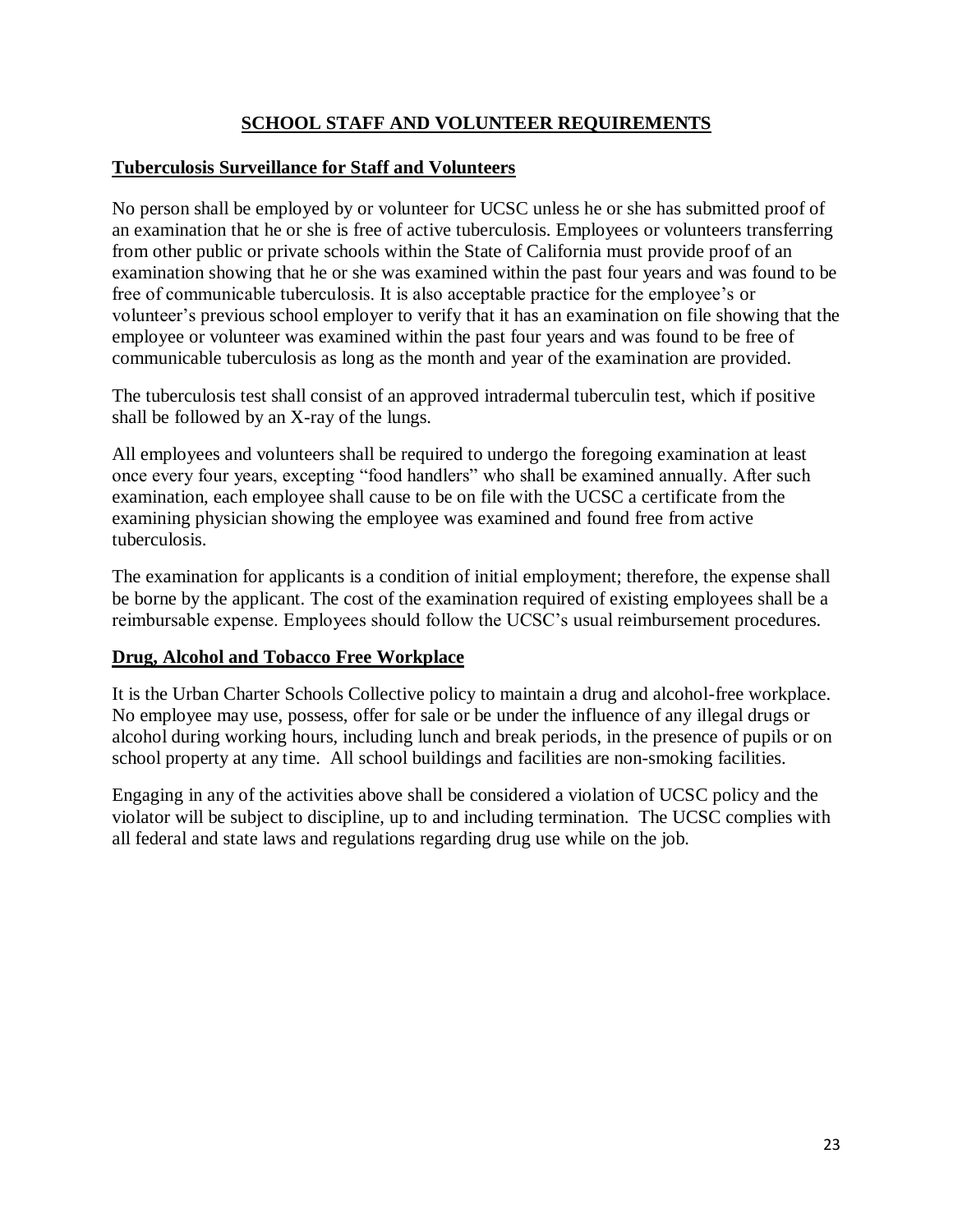## **SCHOOL STAFF AND VOLUNTEER REQUIREMENTS**

### **Tuberculosis Surveillance for Staff and Volunteers**

No person shall be employed by or volunteer for UCSC unless he or she has submitted proof of an examination that he or she is free of active tuberculosis. Employees or volunteers transferring from other public or private schools within the State of California must provide proof of an examination showing that he or she was examined within the past four years and was found to be free of communicable tuberculosis. It is also acceptable practice for the employee's or volunteer's previous school employer to verify that it has an examination on file showing that the employee or volunteer was examined within the past four years and was found to be free of communicable tuberculosis as long as the month and year of the examination are provided.

The tuberculosis test shall consist of an approved intradermal tuberculin test, which if positive shall be followed by an X-ray of the lungs.

All employees and volunteers shall be required to undergo the foregoing examination at least once every four years, excepting "food handlers" who shall be examined annually. After such examination, each employee shall cause to be on file with the UCSC a certificate from the examining physician showing the employee was examined and found free from active tuberculosis.

The examination for applicants is a condition of initial employment; therefore, the expense shall be borne by the applicant. The cost of the examination required of existing employees shall be a reimbursable expense. Employees should follow the UCSC's usual reimbursement procedures.

### **Drug, Alcohol and Tobacco Free Workplace**

It is the Urban Charter Schools Collective policy to maintain a drug and alcohol-free workplace. No employee may use, possess, offer for sale or be under the influence of any illegal drugs or alcohol during working hours, including lunch and break periods, in the presence of pupils or on school property at any time. All school buildings and facilities are non-smoking facilities.

Engaging in any of the activities above shall be considered a violation of UCSC policy and the violator will be subject to discipline, up to and including termination. The UCSC complies with all federal and state laws and regulations regarding drug use while on the job.